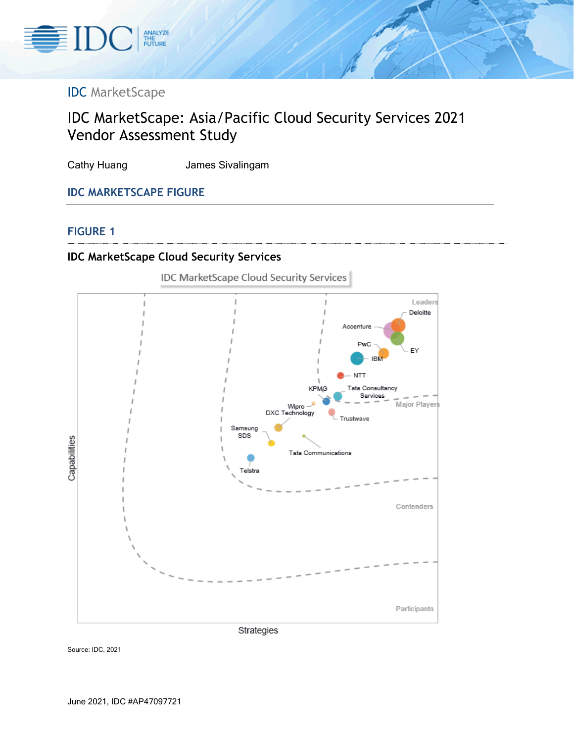IDC MarketScape

# IDC MarketScape: Asia/Pacific Cloud Security Services 2021 Vendor Assessment Study

Cathy Huang James Sivalingam

## IDC MARKETSCAPE FIGURE

### FIGURE 1

**IDC MarketScape Cloud Security Services**

Source: IDC, 2021

June 2021, IDC #AP47097721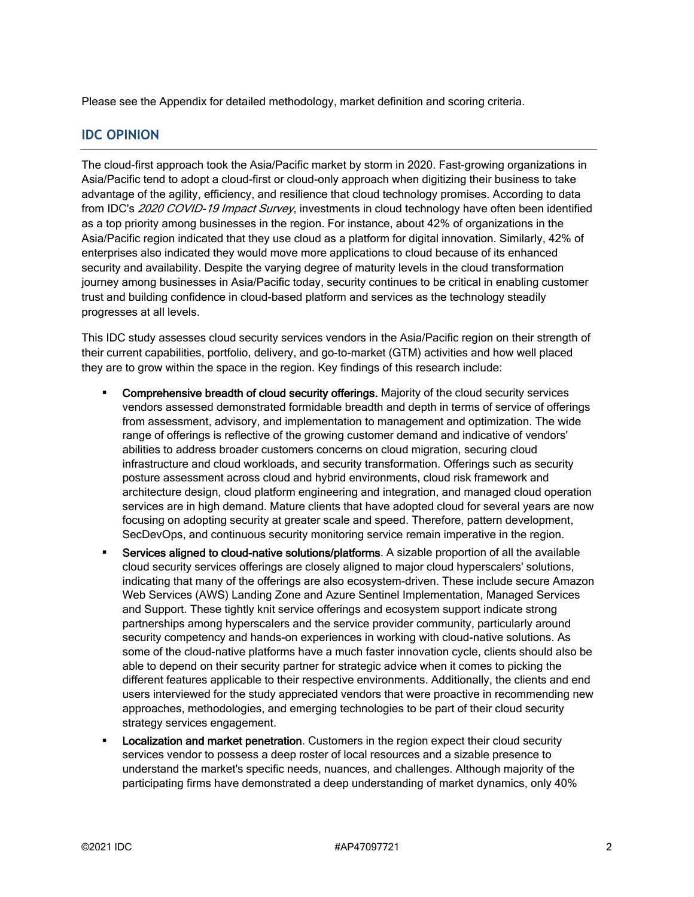Please see the Appendix for detailed methodology, market definition and scoring criteria.

## IDC OPINION

The cloud-first approach took the Asia/Pacific market by storm in 2020. Fast-growing organizations in Asia/Pacific tend to adopt a cloud-first or cloud-only approach when digitizing their business to take advantage of the agility, efficiency, and resilience that cloud technology promises. According to data from IDC's *2020 COVID-19 Impact Survey*, investments in cloud technology have often been identified as a top priority among businesses in the region. For instance, about 42% of organizations in the Asia/Pacific region indicated that they use cloud as a platform for digital innovation. Similarly, 42% of enterprises also indicated they would move more applications to cloud because of its enhanced security and availability. Despite the varying degree of maturity levels in the cloud transformation journey among businesses in Asia/Pacific today, security continues to be critical in enabling customer trust and building confidence in cloud-based platform and services as the technology steadily progresses at all levels.

This IDC study assesses cloud security services vendors in the Asia/Pacific region on their strength of their current capabilities, portfolio, delivery, and go-to-market (GTM) activities and how well placed they are to grow within the space in the region. Key findings of this research include:

- **Comprehensive breadth of cloud security offerings.** Majority of the cloud security services vendors assessed demonstrated formidable breadth and depth in terms of service of offerings from assessment, advisory, and implementation to management and optimization. The wide range of offerings is reflective of the growing customer demand and indicative of vendors' abilities to address broader customers concerns on cloud migration, securing cloud infrastructure and cloud workloads, and security transformation. Offerings such as security posture assessment across cloud and hybrid environments, cloud risk framework and architecture design, cloud platform engineering and integration, and managed cloud operation services are in high demand. Mature clients that have adopted cloud for several years are now focusing on adopting security at greater scale and speed. Therefore, pattern development, SecDevOps, and continuous security monitoring service remain imperative in the region.
- **Services aligned to cloud-native solutions/platforms**. A sizable proportion of all the available cloud security services offerings are closely aligned to major cloud hyperscalers' solutions, indicating that many of the offerings are also ecosystem-driven. These include secure Amazon Web Services (AWS) Landing Zone and Azure Sentinel Implementation, Managed Services and Support. These tightly knit service offerings and ecosystem support indicate strong partnerships among hyperscalers and the service provider community, particularly around security competency and hands-on experiences in working with cloud-native solutions. As some of the cloud-native platforms have a much faster innovation cycle, clients should also be able to depend on their security partner for strategic advice when it comes to picking the different features applicable to their respective environments. Additionally, the clients and end users interviewed for the study appreciated vendors that were proactive in recommending new approaches, methodologies, and emerging technologies to be part of their cloud security strategy services engagement.
- **Localization and market penetration**. Customers in the region expect their cloud security services vendor to possess a deep roster of local resources and a sizable presence to understand the market's specific needs, nuances, and challenges. Although majority of the participating firms have demonstrated a deep understanding of market dynamics, only 40%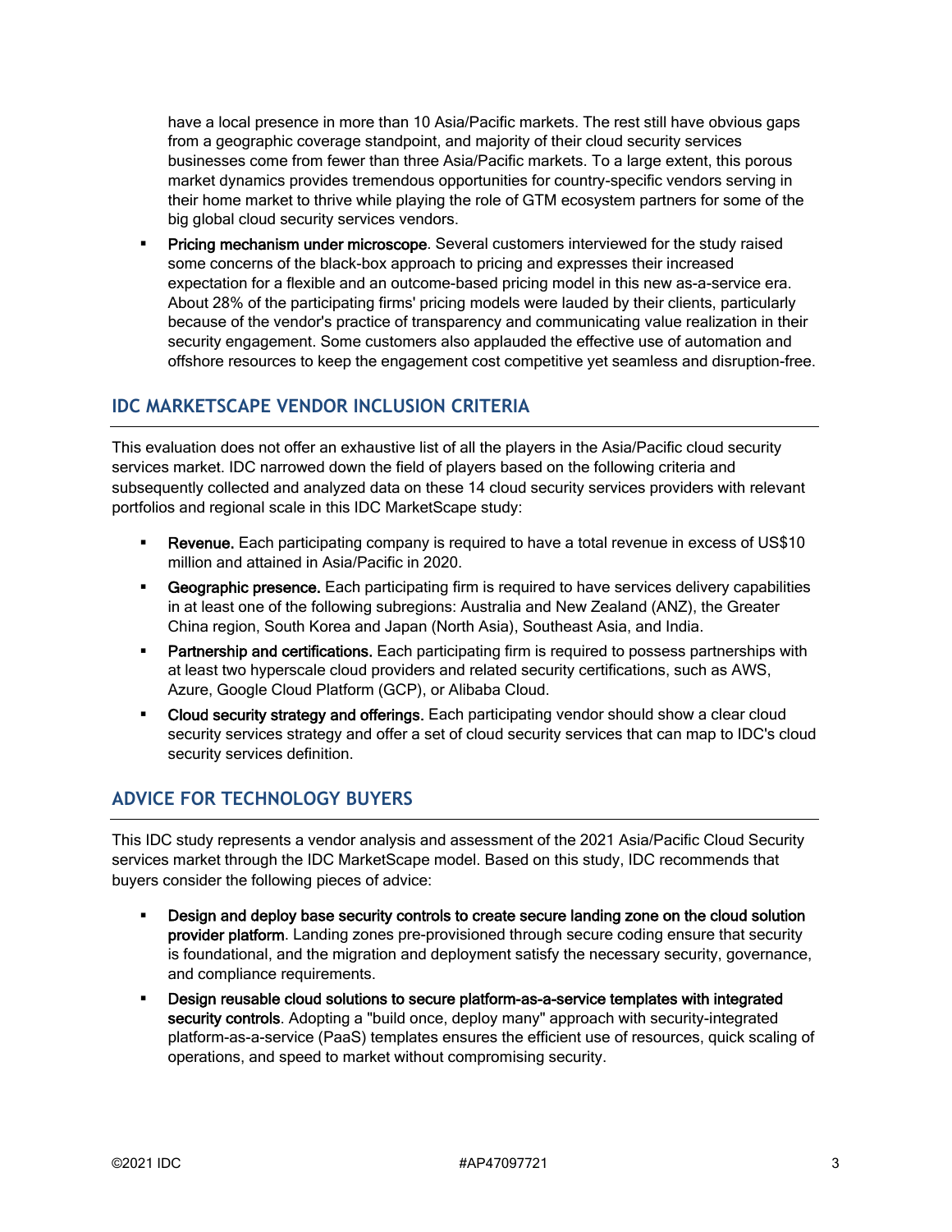have a local presence in more than 10 Asia/Pacific markets. The rest still have obvious gaps from a geographic coverage standpoint, and majority of their cloud security services businesses come from fewer than three Asia/Pacific markets. To a large extent, this porous market dynamics provides tremendous opportunities for country-specific vendors serving in their home market to thrive while playing the role of GTM ecosystem partners for some of the big global cloud security services vendors.

- **Pricing mechanism under microscope**. Several customers interviewed for the study raised some concerns of the black-box approach to pricing and expresses their increased expectation for a flexible and an outcome-based pricing model in this new as-a-service era. About 28% of the participating firms' pricing models were lauded by their clients, particularly because of the vendor's practice of transparency and communicating value realization in their security engagement. Some customers also applauded the effective use of automation and offshore resources to keep the engagement cost competitive yet seamless and disruption-free.

## IDC MARKETSCAPE VENDOR INCLUSION CRITERIA

This evaluation does not offer an exhaustive list of all the players in the Asia/Pacific cloud security services market. IDC narrowed down the field of players based on the following criteria and subsequently collected and analyzed data on these 14 cloud security services providers with relevant portfolios and regional scale in this IDC MarketScape study:

- **Revenue.** Each participating company is required to have a total revenue in excess of US$10 million and attained in Asia/Pacific in 2020.
- **Geographic presence.** Each participating firm is required to have services delivery capabilities in at least one of the following subregions: Australia and New Zealand (ANZ), the Greater China region, South Korea and Japan (North Asia), Southeast Asia, and India.
- **Partnership and certifications.** Each participating firm is required to possess partnerships with at least two hyperscale cloud providers and related security certifications, such as AWS, Azure, Google Cloud Platform (GCP), or Alibaba Cloud.
- **Cloud security strategy and offerings.** Each participating vendor should show a clear cloud security services strategy and offer a set of cloud security services that can map to IDC's cloud security services definition.

## ADVICE FOR TECHNOLOGY BUYERS

This IDC study represents a vendor analysis and assessment of the 2021 Asia/Pacific Cloud Security services market through the IDC MarketScape model. Based on this study, IDC recommends that buyers consider the following pieces of advice:

- **Design and deploy base security controls to create secure landing zone on the cloud solution provider platform**. Landing zones pre-provisioned through secure coding ensure that security is foundational, and the migration and deployment satisfy the necessary security, governance, and compliance requirements.
- **Design reusable cloud solutions to secure platform-as-a-service templates with integrated security controls**. Adopting a "build once, deploy many" approach with security-integrated platform-as-a-service (PaaS) templates ensures the efficient use of resources, quick scaling of operations, and speed to market without compromising security.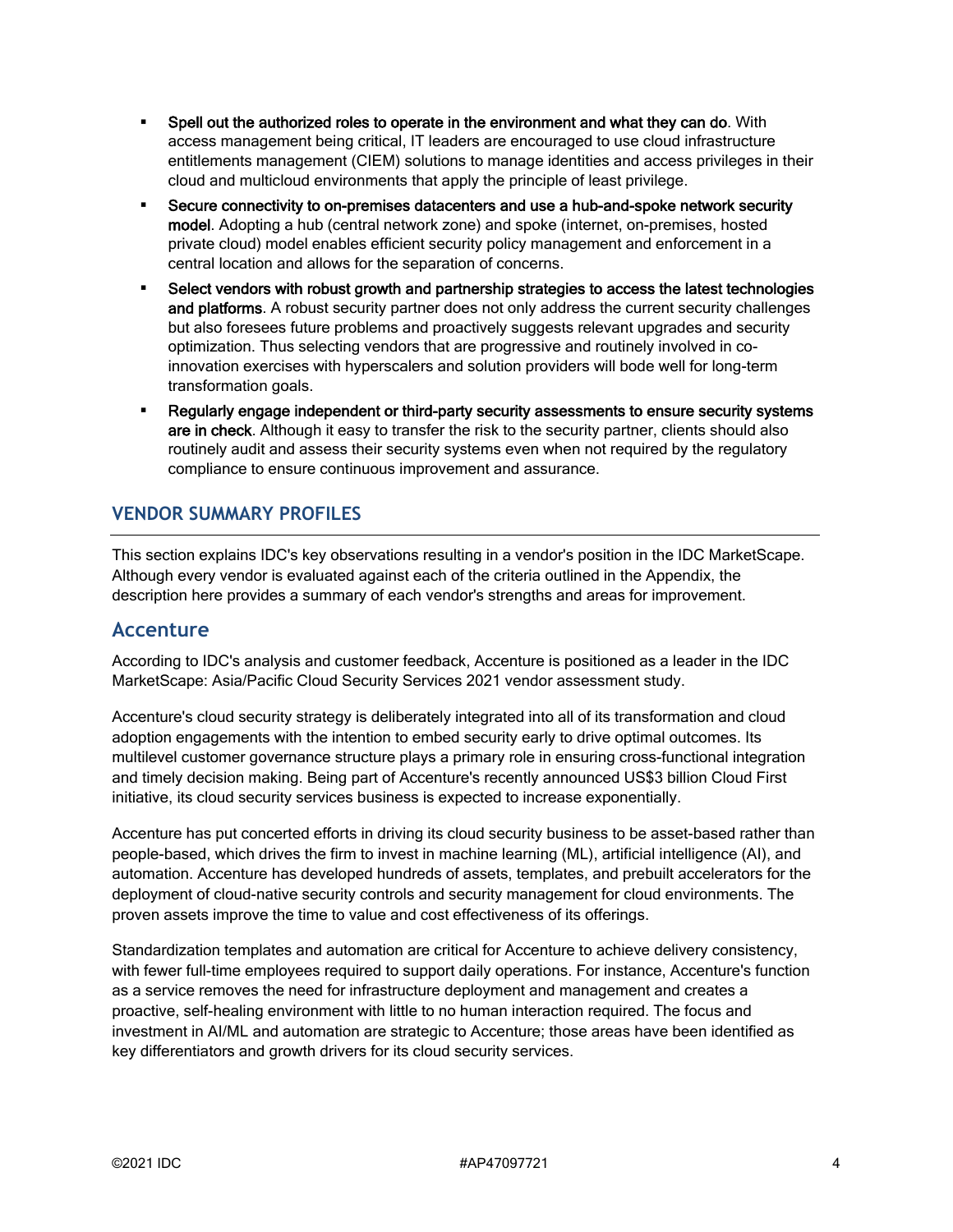- **Spell out the authorized roles to operate in the environment and what they can do**. With access management being critical, IT leaders are encouraged to use cloud infrastructure entitlements management (CIEM) solutions to manage identities and access privileges in their cloud and multicloud environments that apply the principle of least privilege.
- **Secure connectivity to on-premises datacenters and use a hub-and-spoke network security model**. Adopting a hub (central network zone) and spoke (internet, on-premises, hosted private cloud) model enables efficient security policy management and enforcement in a central location and allows for the separation of concerns.
- **Select vendors with robust growth and partnership strategies to access the latest technologies and platforms**. A robust security partner does not only address the current security challenges but also foresees future problems and proactively suggests relevant upgrades and security optimization. Thus selecting vendors that are progressive and routinely involved in co-innovation exercises with hyperscalers and solution providers will bode well for long-term transformation goals.
- **Regularly engage independent or third-party security assessments to ensure security systems are in check**. Although it easy to transfer the risk to the security partner, clients should also routinely audit and assess their security systems even when not required by the regulatory compliance to ensure continuous improvement and assurance.

## VENDOR SUMMARY PROFILES

This section explains IDC's key observations resulting in a vendor's position in the IDC MarketScape. Although every vendor is evaluated against each of the criteria outlined in the Appendix, the description here provides a summary of each vendor's strengths and areas for improvement.

### Accenture

According to IDC's analysis and customer feedback, Accenture is positioned as a leader in the IDC MarketScape: Asia/Pacific Cloud Security Services 2021 vendor assessment study.

Accenture's cloud security strategy is deliberately integrated into all of its transformation and cloud adoption engagements with the intention to embed security early to drive optimal outcomes. Its multilevel customer governance structure plays a primary role in ensuring cross-functional integration and timely decision making. Being part of Accenture's recently announced US$3 billion Cloud First initiative, its cloud security services business is expected to increase exponentially.

Accenture has put concerted efforts in driving its cloud security business to be asset-based rather than people-based, which drives the firm to invest in machine learning (ML), artificial intelligence (AI), and automation. Accenture has developed hundreds of assets, templates, and prebuilt accelerators for the deployment of cloud-native security controls and security management for cloud environments. The proven assets improve the time to value and cost effectiveness of its offerings.

Standardization templates and automation are critical for Accenture to achieve delivery consistency, with fewer full-time employees required to support daily operations. For instance, Accenture's function as a service removes the need for infrastructure deployment and management and creates a proactive, self-healing environment with little to no human interaction required. The focus and investment in AI/ML and automation are strategic to Accenture; those areas have been identified as key differentiators and growth drivers for its cloud security services.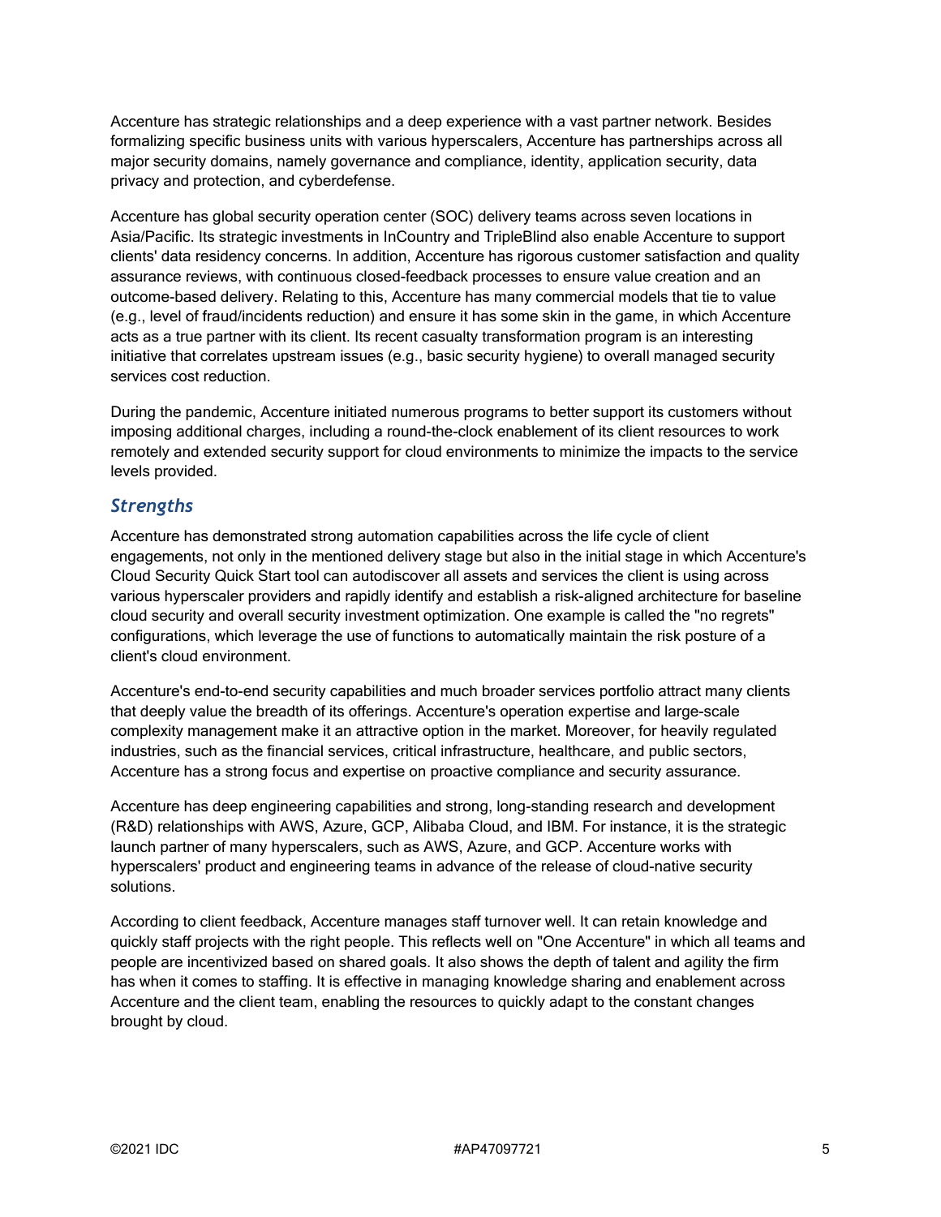Accenture has strategic relationships and a deep experience with a vast partner network. Besides formalizing specific business units with various hyperscalers, Accenture has partnerships across all major security domains, namely governance and compliance, identity, application security, data privacy and protection, and cyberdefense.

Accenture has global security operation center (SOC) delivery teams across seven locations in Asia/Pacific. Its strategic investments in InCountry and TripleBlind also enable Accenture to support clients' data residency concerns. In addition, Accenture has rigorous customer satisfaction and quality assurance reviews, with continuous closed-feedback processes to ensure value creation and an outcome-based delivery. Relating to this, Accenture has many commercial models that tie to value (e.g., level of fraud/incidents reduction) and ensure it has some skin in the game, in which Accenture acts as a true partner with its client. Its recent casualty transformation program is an interesting initiative that correlates upstream issues (e.g., basic security hygiene) to overall managed security services cost reduction.

During the pandemic, Accenture initiated numerous programs to better support its customers without imposing additional charges, including a round-the-clock enablement of its client resources to work remotely and extended security support for cloud environments to minimize the impacts to the service levels provided.

### *Strengths*

Accenture has demonstrated strong automation capabilities across the life cycle of client engagements, not only in the mentioned delivery stage but also in the initial stage in which Accenture's Cloud Security Quick Start tool can autodiscover all assets and services the client is using across various hyperscaler providers and rapidly identify and establish a risk-aligned architecture for baseline cloud security and overall security investment optimization. One example is called the "no regrets" configurations, which leverage the use of functions to automatically maintain the risk posture of a client's cloud environment.

Accenture's end-to-end security capabilities and much broader services portfolio attract many clients that deeply value the breadth of its offerings. Accenture's operation expertise and large-scale complexity management make it an attractive option in the market. Moreover, for heavily regulated industries, such as the financial services, critical infrastructure, healthcare, and public sectors, Accenture has a strong focus and expertise on proactive compliance and security assurance.

Accenture has deep engineering capabilities and strong, long-standing research and development (R&D) relationships with AWS, Azure, GCP, Alibaba Cloud, and IBM. For instance, it is the strategic launch partner of many hyperscalers, such as AWS, Azure, and GCP. Accenture works with hyperscalers' product and engineering teams in advance of the release of cloud-native security solutions.

According to client feedback, Accenture manages staff turnover well. It can retain knowledge and quickly staff projects with the right people. This reflects well on "One Accenture" in which all teams and people are incentivized based on shared goals. It also shows the depth of talent and agility the firm has when it comes to staffing. It is effective in managing knowledge sharing and enablement across Accenture and the client team, enabling the resources to quickly adapt to the constant changes brought by cloud.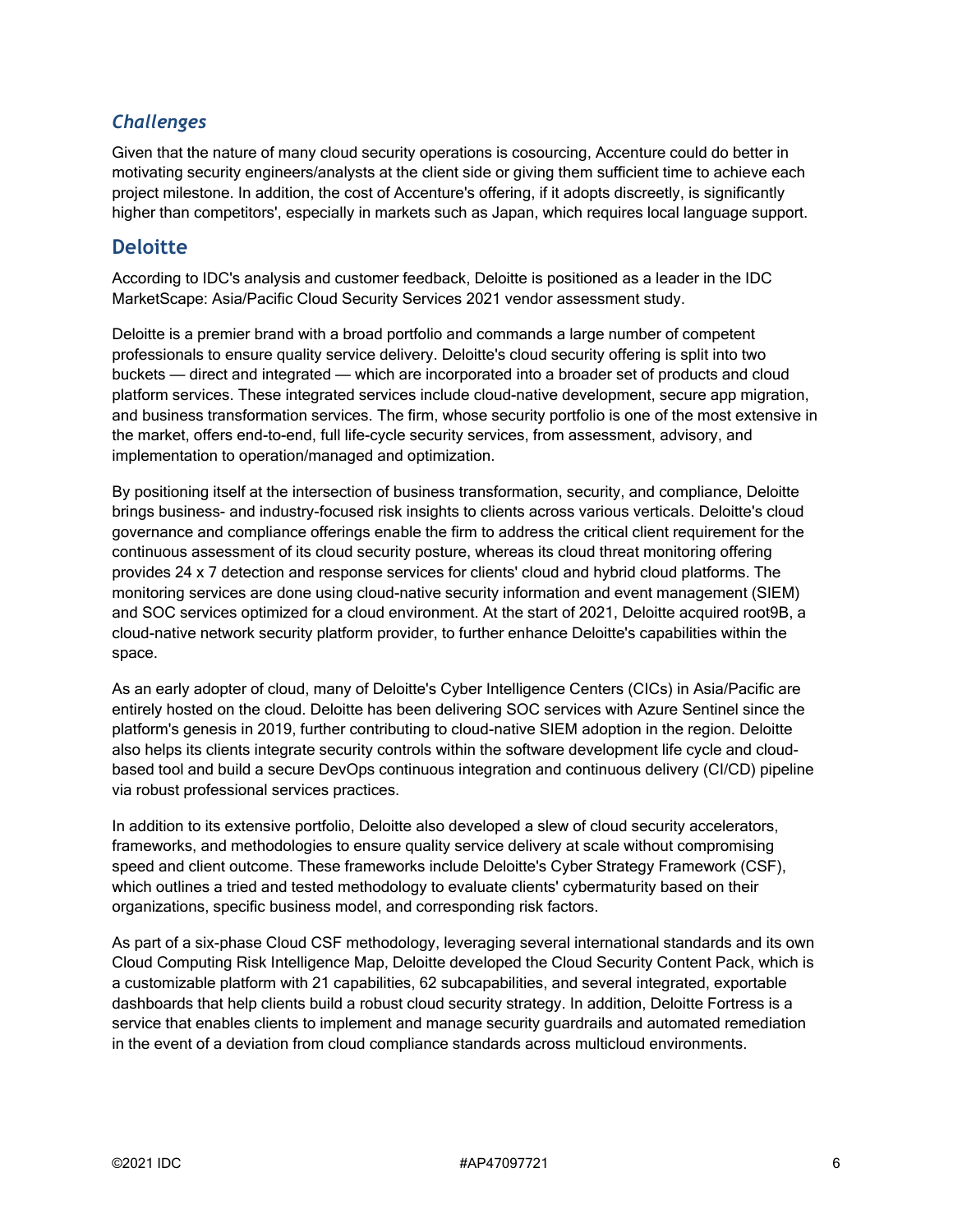### *Challenges*

Given that the nature of many cloud security operations is cosourcing, Accenture could do better in motivating security engineers/analysts at the client side or giving them sufficient time to achieve each project milestone. In addition, the cost of Accenture's offering, if it adopts discreetly, is significantly higher than competitors', especially in markets such as Japan, which requires local language support.

## Deloitte

According to IDC's analysis and customer feedback, Deloitte is positioned as a leader in the IDC MarketScape: Asia/Pacific Cloud Security Services 2021 vendor assessment study.

Deloitte is a premier brand with a broad portfolio and commands a large number of competent professionals to ensure quality service delivery. Deloitte's cloud security offering is split into two buckets — direct and integrated — which are incorporated into a broader set of products and cloud platform services. These integrated services include cloud-native development, secure app migration, and business transformation services. The firm, whose security portfolio is one of the most extensive in the market, offers end-to-end, full life-cycle security services, from assessment, advisory, and implementation to operation/managed and optimization.

By positioning itself at the intersection of business transformation, security, and compliance, Deloitte brings business- and industry-focused risk insights to clients across various verticals. Deloitte's cloud governance and compliance offerings enable the firm to address the critical client requirement for the continuous assessment of its cloud security posture, whereas its cloud threat monitoring offering provides 24 x 7 detection and response services for clients' cloud and hybrid cloud platforms. The monitoring services are done using cloud-native security information and event management (SIEM) and SOC services optimized for a cloud environment. At the start of 2021, Deloitte acquired root9B, a cloud-native network security platform provider, to further enhance Deloitte's capabilities within the space.

As an early adopter of cloud, many of Deloitte's Cyber Intelligence Centers (CICs) in Asia/Pacific are entirely hosted on the cloud. Deloitte has been delivering SOC services with Azure Sentinel since the platform's genesis in 2019, further contributing to cloud-native SIEM adoption in the region. Deloitte also helps its clients integrate security controls within the software development life cycle and cloud-based tool and build a secure DevOps continuous integration and continuous delivery (CI/CD) pipeline via robust professional services practices.

In addition to its extensive portfolio, Deloitte also developed a slew of cloud security accelerators, frameworks, and methodologies to ensure quality service delivery at scale without compromising speed and client outcome. These frameworks include Deloitte's Cyber Strategy Framework (CSF), which outlines a tried and tested methodology to evaluate clients' cybermaturity based on their organizations, specific business model, and corresponding risk factors.

As part of a six-phase Cloud CSF methodology, leveraging several international standards and its own Cloud Computing Risk Intelligence Map, Deloitte developed the Cloud Security Content Pack, which is a customizable platform with 21 capabilities, 62 subcapabilities, and several integrated, exportable dashboards that help clients build a robust cloud security strategy. In addition, Deloitte Fortress is a service that enables clients to implement and manage security guardrails and automated remediation in the event of a deviation from cloud compliance standards across multicloud environments.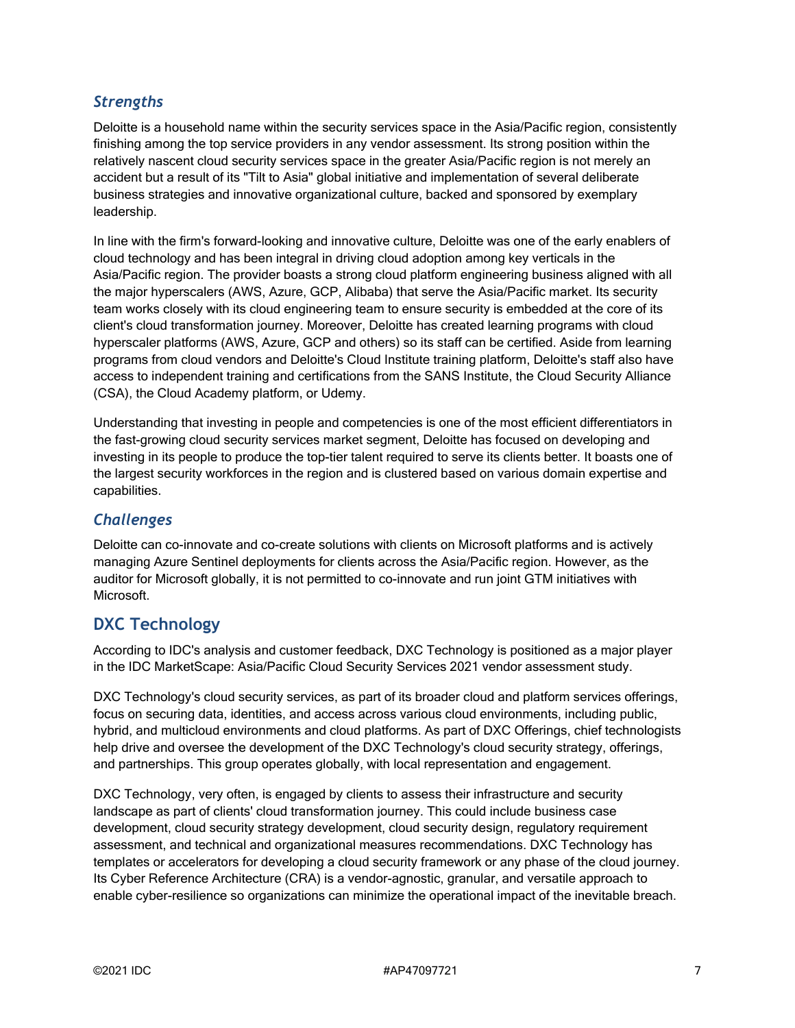### *Strengths*

Deloitte is a household name within the security services space in the Asia/Pacific region, consistently finishing among the top service providers in any vendor assessment. Its strong position within the relatively nascent cloud security services space in the greater Asia/Pacific region is not merely an accident but a result of its "Tilt to Asia" global initiative and implementation of several deliberate business strategies and innovative organizational culture, backed and sponsored by exemplary leadership.

In line with the firm's forward-looking and innovative culture, Deloitte was one of the early enablers of cloud technology and has been integral in driving cloud adoption among key verticals in the Asia/Pacific region. The provider boasts a strong cloud platform engineering business aligned with all the major hyperscalers (AWS, Azure, GCP, Alibaba) that serve the Asia/Pacific market. Its security team works closely with its cloud engineering team to ensure security is embedded at the core of its client's cloud transformation journey. Moreover, Deloitte has created learning programs with cloud hyperscaler platforms (AWS, Azure, GCP and others) so its staff can be certified. Aside from learning programs from cloud vendors and Deloitte's Cloud Institute training platform, Deloitte's staff also have access to independent training and certifications from the SANS Institute, the Cloud Security Alliance (CSA), the Cloud Academy platform, or Udemy.

Understanding that investing in people and competencies is one of the most efficient differentiators in the fast-growing cloud security services market segment, Deloitte has focused on developing and investing in its people to produce the top-tier talent required to serve its clients better. It boasts one of the largest security workforces in the region and is clustered based on various domain expertise and capabilities.

### *Challenges*

Deloitte can co-innovate and co-create solutions with clients on Microsoft platforms and is actively managing Azure Sentinel deployments for clients across the Asia/Pacific region. However, as the auditor for Microsoft globally, it is not permitted to co-innovate and run joint GTM initiatives with Microsoft.

## DXC Technology

According to IDC's analysis and customer feedback, DXC Technology is positioned as a major player in the IDC MarketScape: Asia/Pacific Cloud Security Services 2021 vendor assessment study.

DXC Technology's cloud security services, as part of its broader cloud and platform services offerings, focus on securing data, identities, and access across various cloud environments, including public, hybrid, and multicloud environments and cloud platforms. As part of DXC Offerings, chief technologists help drive and oversee the development of the DXC Technology's cloud security strategy, offerings, and partnerships. This group operates globally, with local representation and engagement.

DXC Technology, very often, is engaged by clients to assess their infrastructure and security landscape as part of clients' cloud transformation journey. This could include business case development, cloud security strategy development, cloud security design, regulatory requirement assessment, and technical and organizational measures recommendations. DXC Technology has templates or accelerators for developing a cloud security framework or any phase of the cloud journey. Its Cyber Reference Architecture (CRA) is a vendor-agnostic, granular, and versatile approach to enable cyber-resilience so organizations can minimize the operational impact of the inevitable breach.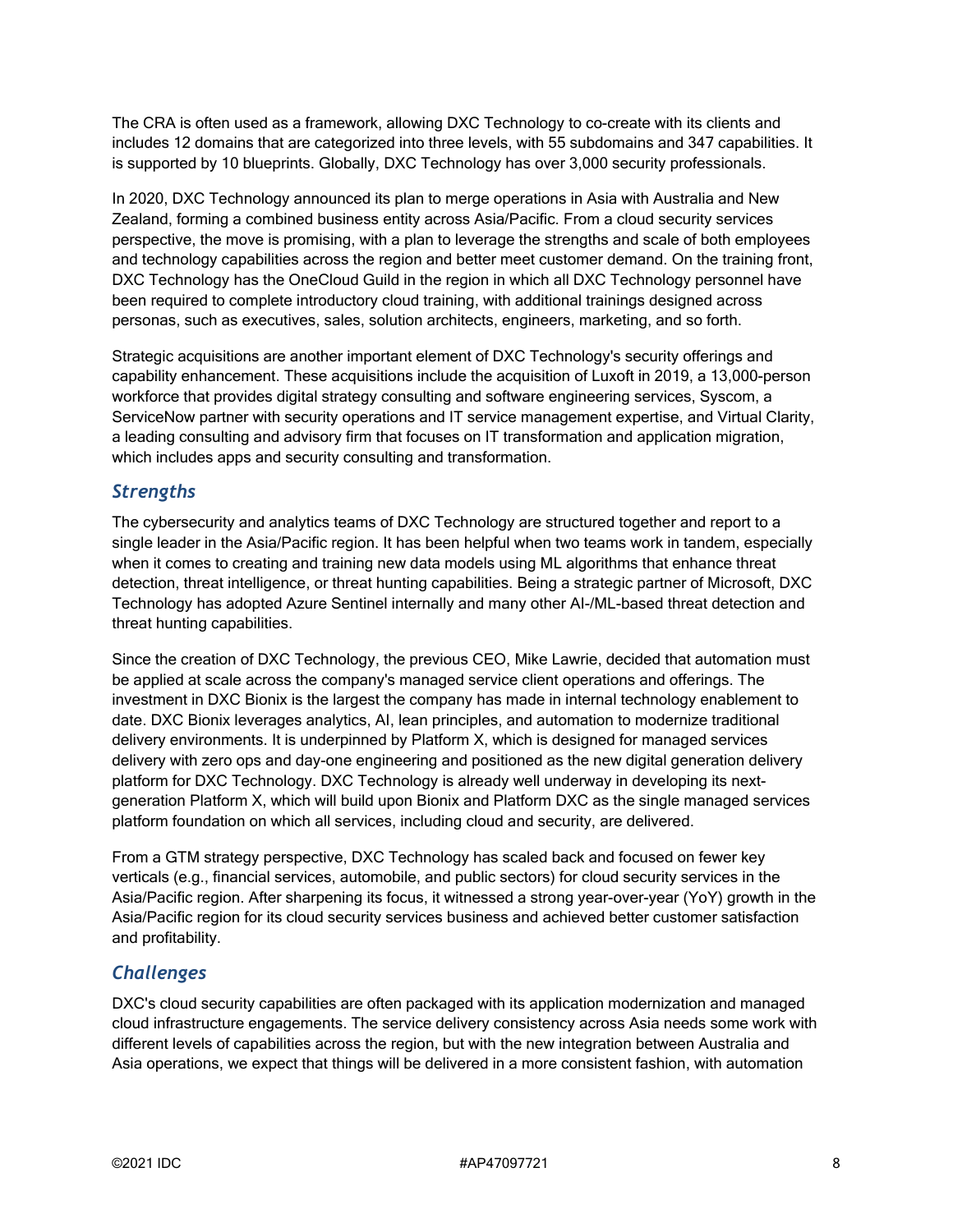The CRA is often used as a framework, allowing DXC Technology to co-create with its clients and includes 12 domains that are categorized into three levels, with 55 subdomains and 347 capabilities. It is supported by 10 blueprints. Globally, DXC Technology has over 3,000 security professionals.

In 2020, DXC Technology announced its plan to merge operations in Asia with Australia and New Zealand, forming a combined business entity across Asia/Pacific. From a cloud security services perspective, the move is promising, with a plan to leverage the strengths and scale of both employees and technology capabilities across the region and better meet customer demand. On the training front, DXC Technology has the OneCloud Guild in the region in which all DXC Technology personnel have been required to complete introductory cloud training, with additional trainings designed across personas, such as executives, sales, solution architects, engineers, marketing, and so forth.

Strategic acquisitions are another important element of DXC Technology's security offerings and capability enhancement. These acquisitions include the acquisition of Luxoft in 2019, a 13,000-person workforce that provides digital strategy consulting and software engineering services, Syscom, a ServiceNow partner with security operations and IT service management expertise, and Virtual Clarity, a leading consulting and advisory firm that focuses on IT transformation and application migration, which includes apps and security consulting and transformation.

### *Strengths*

The cybersecurity and analytics teams of DXC Technology are structured together and report to a single leader in the Asia/Pacific region. It has been helpful when two teams work in tandem, especially when it comes to creating and training new data models using ML algorithms that enhance threat detection, threat intelligence, or threat hunting capabilities. Being a strategic partner of Microsoft, DXC Technology has adopted Azure Sentinel internally and many other AI-/ML-based threat detection and threat hunting capabilities.

Since the creation of DXC Technology, the previous CEO, Mike Lawrie, decided that automation must be applied at scale across the company's managed service client operations and offerings. The investment in DXC Bionix is the largest the company has made in internal technology enablement to date. DXC Bionix leverages analytics, AI, lean principles, and automation to modernize traditional delivery environments. It is underpinned by Platform X, which is designed for managed services delivery with zero ops and day-one engineering and positioned as the new digital generation delivery platform for DXC Technology. DXC Technology is already well underway in developing its next-generation Platform X, which will build upon Bionix and Platform DXC as the single managed services platform foundation on which all services, including cloud and security, are delivered.

From a GTM strategy perspective, DXC Technology has scaled back and focused on fewer key verticals (e.g., financial services, automobile, and public sectors) for cloud security services in the Asia/Pacific region. After sharpening its focus, it witnessed a strong year-over-year (YoY) growth in the Asia/Pacific region for its cloud security services business and achieved better customer satisfaction and profitability.

### *Challenges*

DXC's cloud security capabilities are often packaged with its application modernization and managed cloud infrastructure engagements. The service delivery consistency across Asia needs some work with different levels of capabilities across the region, but with the new integration between Australia and Asia operations, we expect that things will be delivered in a more consistent fashion, with automation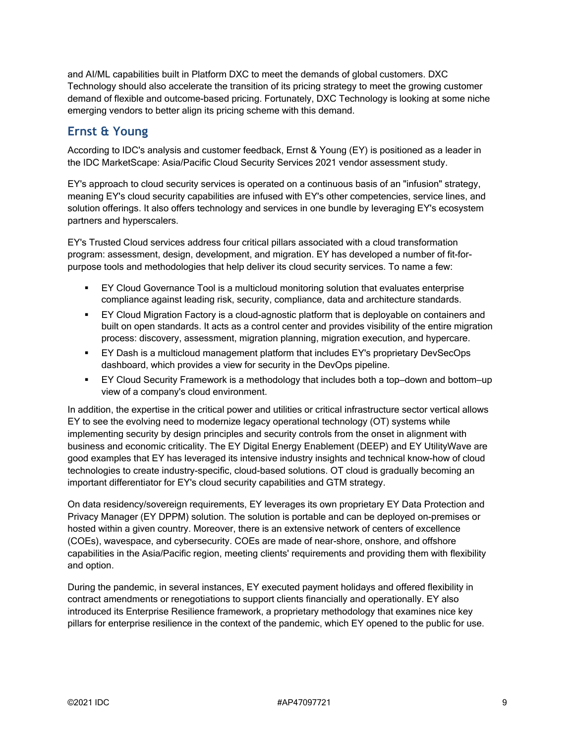and AI/ML capabilities built in Platform DXC to meet the demands of global customers. DXC Technology should also accelerate the transition of its pricing strategy to meet the growing customer demand of flexible and outcome-based pricing. Fortunately, DXC Technology is looking at some niche emerging vendors to better align its pricing scheme with this demand.

## Ernst & Young

According to IDC's analysis and customer feedback, Ernst & Young (EY) is positioned as a leader in the IDC MarketScape: Asia/Pacific Cloud Security Services 2021 vendor assessment study.

EY's approach to cloud security services is operated on a continuous basis of an "infusion" strategy, meaning EY's cloud security capabilities are infused with EY's other competencies, service lines, and solution offerings. It also offers technology and services in one bundle by leveraging EY's ecosystem partners and hyperscalers.

EY's Trusted Cloud services address four critical pillars associated with a cloud transformation program: assessment, design, development, and migration. EY has developed a number of fit-for-purpose tools and methodologies that help deliver its cloud security services. To name a few:

- EY Cloud Governance Tool is a multicloud monitoring solution that evaluates enterprise compliance against leading risk, security, compliance, data and architecture standards.
- EY Cloud Migration Factory is a cloud-agnostic platform that is deployable on containers and built on open standards. It acts as a control center and provides visibility of the entire migration process: discovery, assessment, migration planning, migration execution, and hypercare.
- EY Dash is a multicloud management platform that includes EY's proprietary DevSecOps dashboard, which provides a view for security in the DevOps pipeline.
- EY Cloud Security Framework is a methodology that includes both a top–down and bottom–up view of a company's cloud environment.

In addition, the expertise in the critical power and utilities or critical infrastructure sector vertical allows EY to see the evolving need to modernize legacy operational technology (OT) systems while implementing security by design principles and security controls from the onset in alignment with business and economic criticality. The EY Digital Energy Enablement (DEEP) and EY UtilityWave are good examples that EY has leveraged its intensive industry insights and technical know-how of cloud technologies to create industry-specific, cloud-based solutions. OT cloud is gradually becoming an important differentiator for EY's cloud security capabilities and GTM strategy.

On data residency/sovereign requirements, EY leverages its own proprietary EY Data Protection and Privacy Manager (EY DPPM) solution. The solution is portable and can be deployed on-premises or hosted within a given country. Moreover, there is an extensive network of centers of excellence (COEs), wavespace, and cybersecurity. COEs are made of near-shore, onshore, and offshore capabilities in the Asia/Pacific region, meeting clients' requirements and providing them with flexibility and option.

During the pandemic, in several instances, EY executed payment holidays and offered flexibility in contract amendments or renegotiations to support clients financially and operationally. EY also introduced its Enterprise Resilience framework, a proprietary methodology that examines nice key pillars for enterprise resilience in the context of the pandemic, which EY opened to the public for use.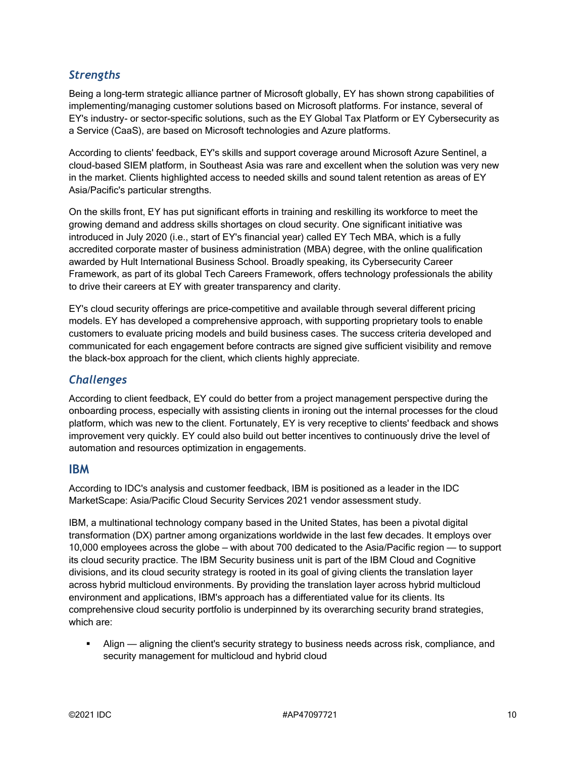### *Strengths*

Being a long-term strategic alliance partner of Microsoft globally, EY has shown strong capabilities of implementing/managing customer solutions based on Microsoft platforms. For instance, several of EY's industry- or sector-specific solutions, such as the EY Global Tax Platform or EY Cybersecurity as a Service (CaaS), are based on Microsoft technologies and Azure platforms.

According to clients' feedback, EY's skills and support coverage around Microsoft Azure Sentinel, a cloud-based SIEM platform, in Southeast Asia was rare and excellent when the solution was very new in the market. Clients highlighted access to needed skills and sound talent retention as areas of EY Asia/Pacific's particular strengths.

On the skills front, EY has put significant efforts in training and reskilling its workforce to meet the growing demand and address skills shortages on cloud security. One significant initiative was introduced in July 2020 (i.e., start of EY's financial year) called EY Tech MBA, which is a fully accredited corporate master of business administration (MBA) degree, with the online qualification awarded by Hult International Business School. Broadly speaking, its Cybersecurity Career Framework, as part of its global Tech Careers Framework, offers technology professionals the ability to drive their careers at EY with greater transparency and clarity.

EY's cloud security offerings are price-competitive and available through several different pricing models. EY has developed a comprehensive approach, with supporting proprietary tools to enable customers to evaluate pricing models and build business cases. The success criteria developed and communicated for each engagement before contracts are signed give sufficient visibility and remove the black-box approach for the client, which clients highly appreciate.

### *Challenges*

According to client feedback, EY could do better from a project management perspective during the onboarding process, especially with assisting clients in ironing out the internal processes for the cloud platform, which was new to the client. Fortunately, EY is very receptive to clients' feedback and shows improvement very quickly. EY could also build out better incentives to continuously drive the level of automation and resources optimization in engagements.

## IBM

According to IDC's analysis and customer feedback, IBM is positioned as a leader in the IDC MarketScape: Asia/Pacific Cloud Security Services 2021 vendor assessment study.

IBM, a multinational technology company based in the United States, has been a pivotal digital transformation (DX) partner among organizations worldwide in the last few decades. It employs over 10,000 employees across the globe – with about 700 dedicated to the Asia/Pacific region — to support its cloud security practice. The IBM Security business unit is part of the IBM Cloud and Cognitive divisions, and its cloud security strategy is rooted in its goal of giving clients the translation layer across hybrid multicloud environments. By providing the translation layer across hybrid multicloud environment and applications, IBM's approach has a differentiated value for its clients. Its comprehensive cloud security portfolio is underpinned by its overarching security brand strategies, which are:

- Align — aligning the client's security strategy to business needs across risk, compliance, and security management for multicloud and hybrid cloud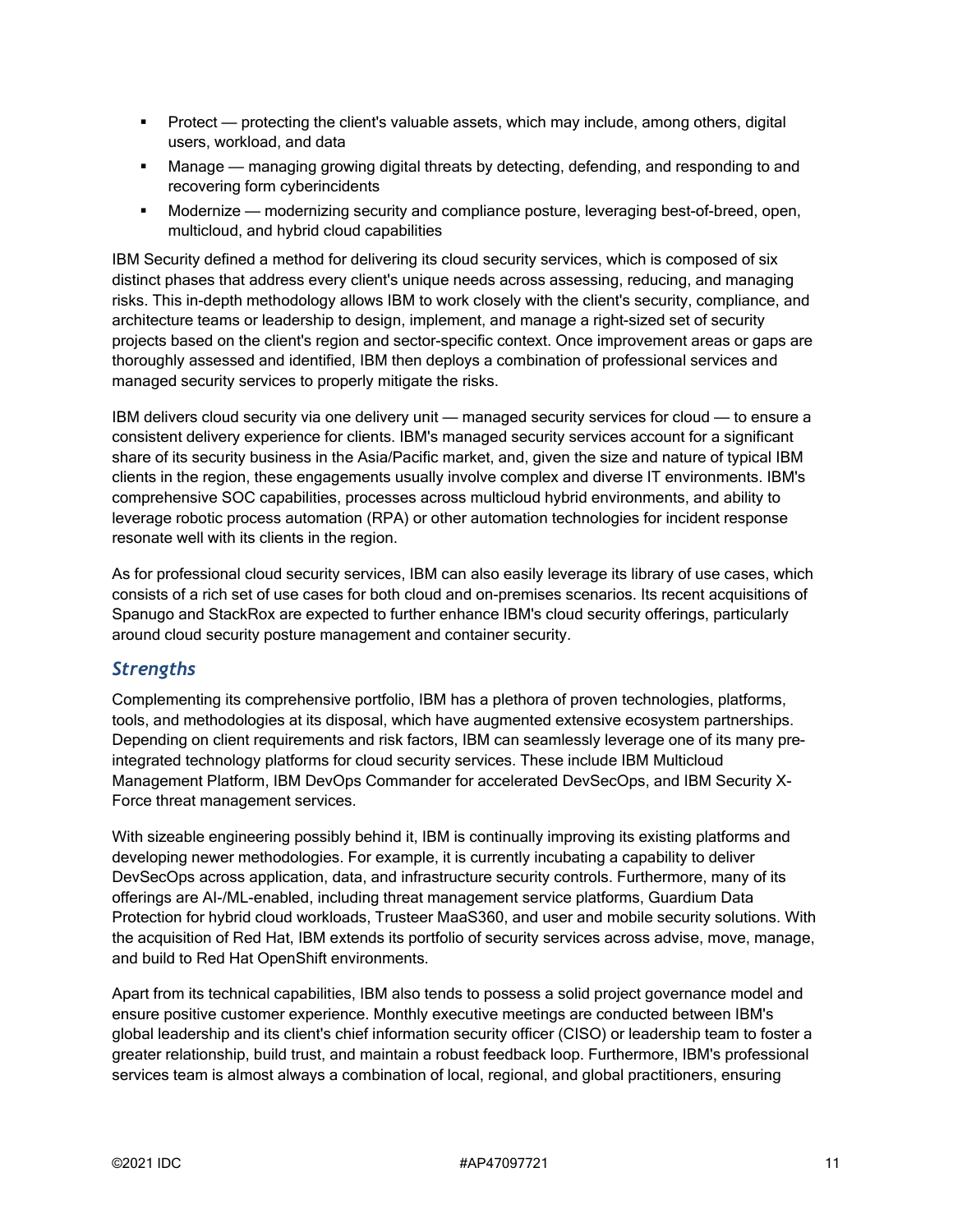- Protect — protecting the client's valuable assets, which may include, among others, digital users, workload, and data
- Manage — managing growing digital threats by detecting, defending, and responding to and recovering form cyberincidents
- Modernize — modernizing security and compliance posture, leveraging best-of-breed, open, multicloud, and hybrid cloud capabilities

IBM Security defined a method for delivering its cloud security services, which is composed of six distinct phases that address every client's unique needs across assessing, reducing, and managing risks. This in-depth methodology allows IBM to work closely with the client's security, compliance, and architecture teams or leadership to design, implement, and manage a right-sized set of security projects based on the client's region and sector-specific context. Once improvement areas or gaps are thoroughly assessed and identified, IBM then deploys a combination of professional services and managed security services to properly mitigate the risks.

IBM delivers cloud security via one delivery unit — managed security services for cloud — to ensure a consistent delivery experience for clients. IBM's managed security services account for a significant share of its security business in the Asia/Pacific market, and, given the size and nature of typical IBM clients in the region, these engagements usually involve complex and diverse IT environments. IBM's comprehensive SOC capabilities, processes across multicloud hybrid environments, and ability to leverage robotic process automation (RPA) or other automation technologies for incident response resonate well with its clients in the region.

As for professional cloud security services, IBM can also easily leverage its library of use cases, which consists of a rich set of use cases for both cloud and on-premises scenarios. Its recent acquisitions of Spanugo and StackRox are expected to further enhance IBM's cloud security offerings, particularly around cloud security posture management and container security.

### *Strengths*

Complementing its comprehensive portfolio, IBM has a plethora of proven technologies, platforms, tools, and methodologies at its disposal, which have augmented extensive ecosystem partnerships. Depending on client requirements and risk factors, IBM can seamlessly leverage one of its many pre-integrated technology platforms for cloud security services. These include IBM Multicloud Management Platform, IBM DevOps Commander for accelerated DevSecOps, and IBM Security X-Force threat management services.

With sizeable engineering possibly behind it, IBM is continually improving its existing platforms and developing newer methodologies. For example, it is currently incubating a capability to deliver DevSecOps across application, data, and infrastructure security controls. Furthermore, many of its offerings are AI-/ML-enabled, including threat management service platforms, Guardium Data Protection for hybrid cloud workloads, Trusteer MaaS360, and user and mobile security solutions. With the acquisition of Red Hat, IBM extends its portfolio of security services across advise, move, manage, and build to Red Hat OpenShift environments.

Apart from its technical capabilities, IBM also tends to possess a solid project governance model and ensure positive customer experience. Monthly executive meetings are conducted between IBM's global leadership and its client's chief information security officer (CISO) or leadership team to foster a greater relationship, build trust, and maintain a robust feedback loop. Furthermore, IBM's professional services team is almost always a combination of local, regional, and global practitioners, ensuring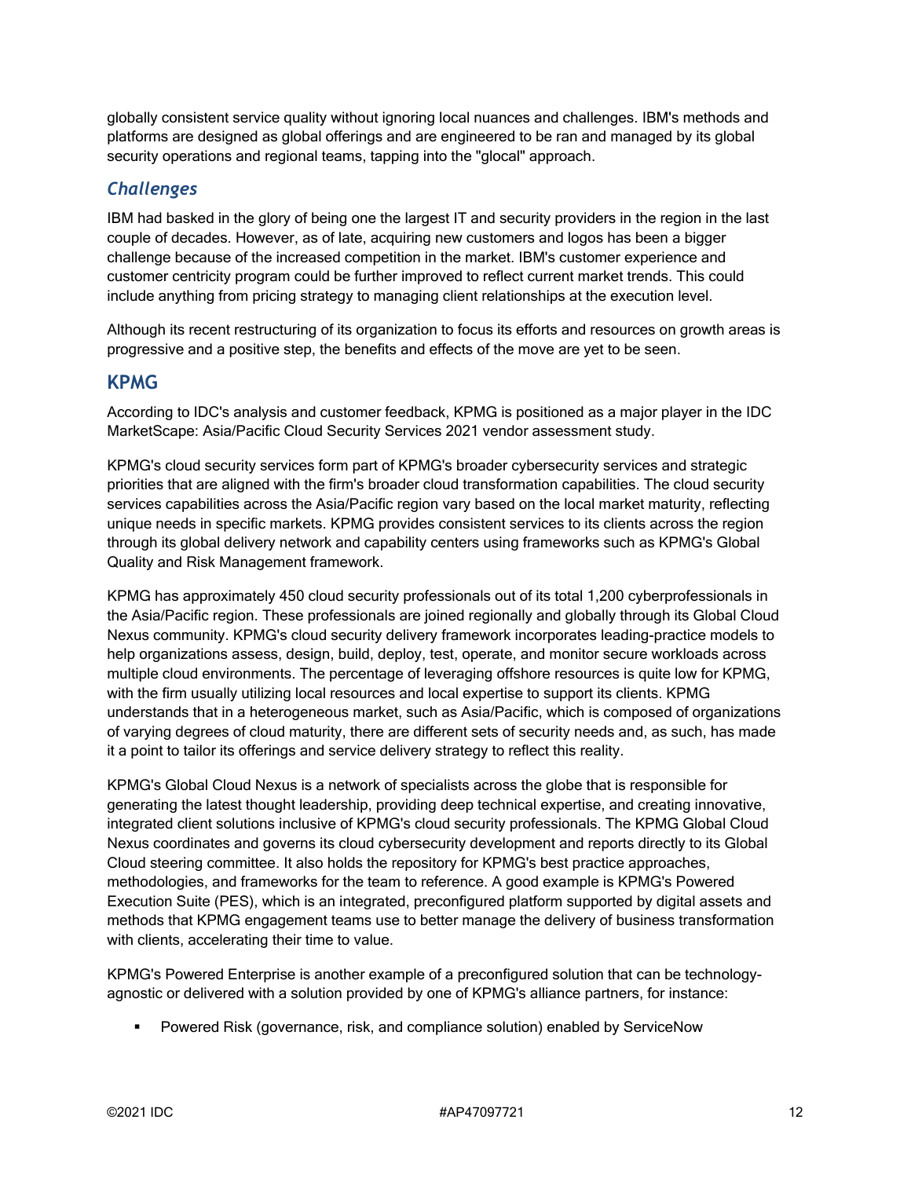globally consistent service quality without ignoring local nuances and challenges. IBM's methods and platforms are designed as global offerings and are engineered to be ran and managed by its global security operations and regional teams, tapping into the "glocal" approach.

### *Challenges*

IBM had basked in the glory of being one the largest IT and security providers in the region in the last couple of decades. However, as of late, acquiring new customers and logos has been a bigger challenge because of the increased competition in the market. IBM's customer experience and customer centricity program could be further improved to reflect current market trends. This could include anything from pricing strategy to managing client relationships at the execution level.

Although its recent restructuring of its organization to focus its efforts and resources on growth areas is progressive and a positive step, the benefits and effects of the move are yet to be seen.

## KPMG

According to IDC's analysis and customer feedback, KPMG is positioned as a major player in the IDC MarketScape: Asia/Pacific Cloud Security Services 2021 vendor assessment study.

KPMG's cloud security services form part of KPMG's broader cybersecurity services and strategic priorities that are aligned with the firm's broader cloud transformation capabilities. The cloud security services capabilities across the Asia/Pacific region vary based on the local market maturity, reflecting unique needs in specific markets. KPMG provides consistent services to its clients across the region through its global delivery network and capability centers using frameworks such as KPMG's Global Quality and Risk Management framework.

KPMG has approximately 450 cloud security professionals out of its total 1,200 cyberprofessionals in the Asia/Pacific region. These professionals are joined regionally and globally through its Global Cloud Nexus community. KPMG's cloud security delivery framework incorporates leading-practice models to help organizations assess, design, build, deploy, test, operate, and monitor secure workloads across multiple cloud environments. The percentage of leveraging offshore resources is quite low for KPMG, with the firm usually utilizing local resources and local expertise to support its clients. KPMG understands that in a heterogeneous market, such as Asia/Pacific, which is composed of organizations of varying degrees of cloud maturity, there are different sets of security needs and, as such, has made it a point to tailor its offerings and service delivery strategy to reflect this reality.

KPMG's Global Cloud Nexus is a network of specialists across the globe that is responsible for generating the latest thought leadership, providing deep technical expertise, and creating innovative, integrated client solutions inclusive of KPMG's cloud security professionals. The KPMG Global Cloud Nexus coordinates and governs its cloud cybersecurity development and reports directly to its Global Cloud steering committee. It also holds the repository for KPMG's best practice approaches, methodologies, and frameworks for the team to reference. A good example is KPMG's Powered Execution Suite (PES), which is an integrated, preconfigured platform supported by digital assets and methods that KPMG engagement teams use to better manage the delivery of business transformation with clients, accelerating their time to value.

KPMG's Powered Enterprise is another example of a preconfigured solution that can be technology-agnostic or delivered with a solution provided by one of KPMG's alliance partners, for instance:

- Powered Risk (governance, risk, and compliance solution) enabled by ServiceNow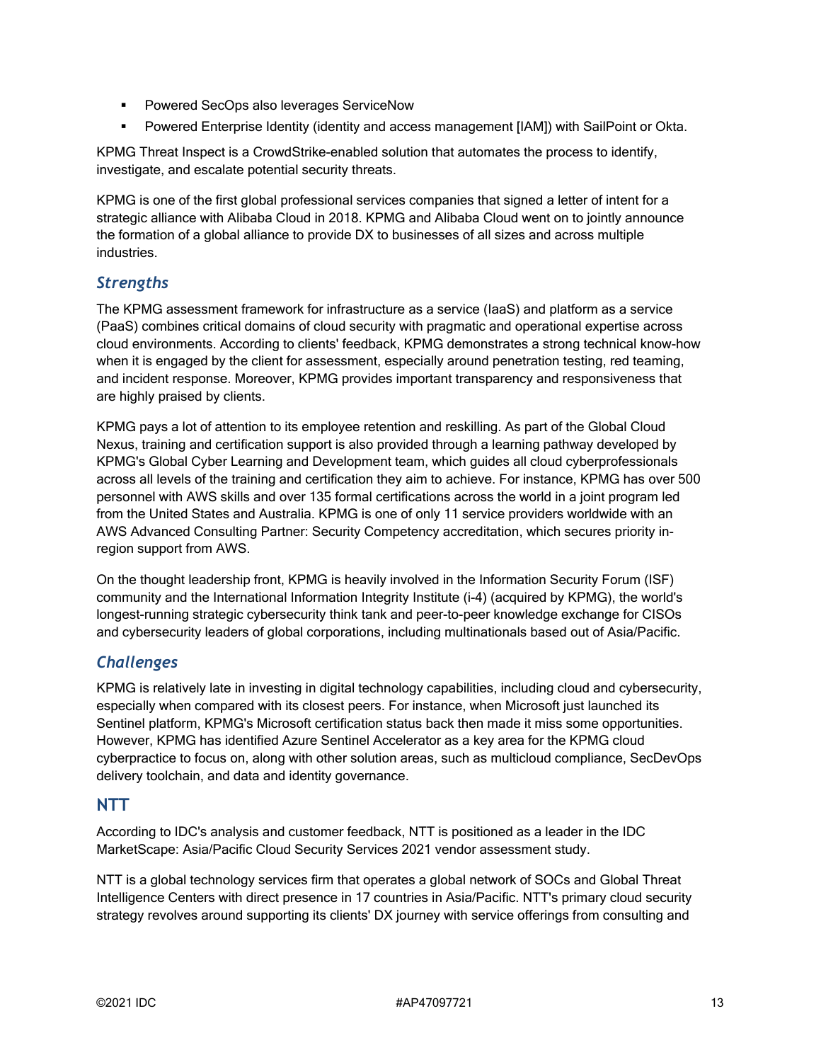- Powered SecOps also leverages ServiceNow
- Powered Enterprise Identity (identity and access management [IAM]) with SailPoint or Okta.

KPMG Threat Inspect is a CrowdStrike-enabled solution that automates the process to identify, investigate, and escalate potential security threats.

KPMG is one of the first global professional services companies that signed a letter of intent for a strategic alliance with Alibaba Cloud in 2018. KPMG and Alibaba Cloud went on to jointly announce the formation of a global alliance to provide DX to businesses of all sizes and across multiple industries.

### *Strengths*

The KPMG assessment framework for infrastructure as a service (IaaS) and platform as a service (PaaS) combines critical domains of cloud security with pragmatic and operational expertise across cloud environments. According to clients' feedback, KPMG demonstrates a strong technical know-how when it is engaged by the client for assessment, especially around penetration testing, red teaming, and incident response. Moreover, KPMG provides important transparency and responsiveness that are highly praised by clients.

KPMG pays a lot of attention to its employee retention and reskilling. As part of the Global Cloud Nexus, training and certification support is also provided through a learning pathway developed by KPMG's Global Cyber Learning and Development team, which guides all cloud cyberprofessionals across all levels of the training and certification they aim to achieve. For instance, KPMG has over 500 personnel with AWS skills and over 135 formal certifications across the world in a joint program led from the United States and Australia. KPMG is one of only 11 service providers worldwide with an AWS Advanced Consulting Partner: Security Competency accreditation, which secures priority in-region support from AWS.

On the thought leadership front, KPMG is heavily involved in the Information Security Forum (ISF) community and the International Information Integrity Institute (i-4) (acquired by KPMG), the world's longest-running strategic cybersecurity think tank and peer-to-peer knowledge exchange for CISOs and cybersecurity leaders of global corporations, including multinationals based out of Asia/Pacific.

### *Challenges*

KPMG is relatively late in investing in digital technology capabilities, including cloud and cybersecurity, especially when compared with its closest peers. For instance, when Microsoft just launched its Sentinel platform, KPMG's Microsoft certification status back then made it miss some opportunities. However, KPMG has identified Azure Sentinel Accelerator as a key area for the KPMG cloud cyberpractice to focus on, along with other solution areas, such as multicloud compliance, SecDevOps delivery toolchain, and data and identity governance.

## NTT

According to IDC's analysis and customer feedback, NTT is positioned as a leader in the IDC MarketScape: Asia/Pacific Cloud Security Services 2021 vendor assessment study.

NTT is a global technology services firm that operates a global network of SOCs and Global Threat Intelligence Centers with direct presence in 17 countries in Asia/Pacific. NTT's primary cloud security strategy revolves around supporting its clients' DX journey with service offerings from consulting and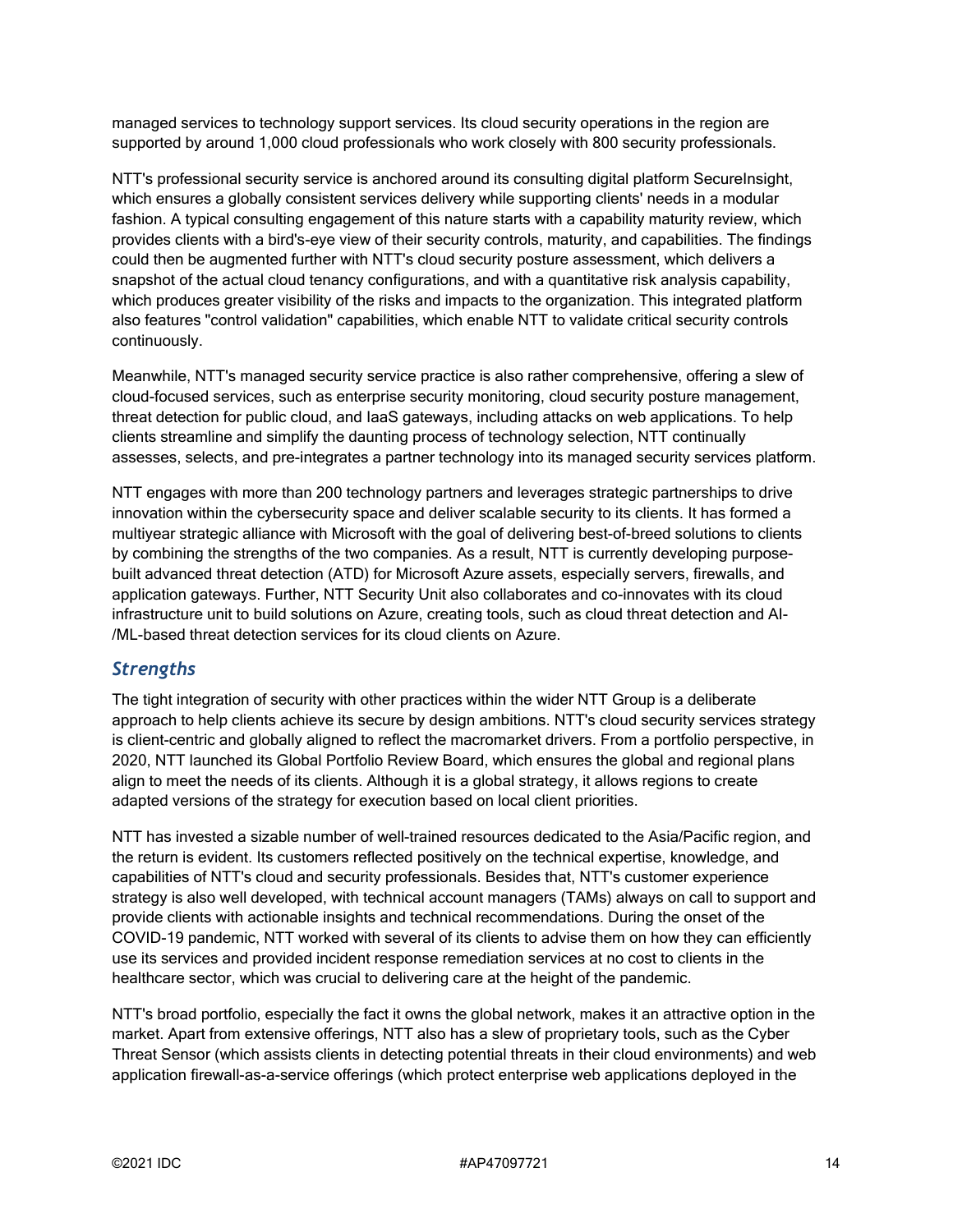managed services to technology support services. Its cloud security operations in the region are supported by around 1,000 cloud professionals who work closely with 800 security professionals.

NTT's professional security service is anchored around its consulting digital platform SecureInsight, which ensures a globally consistent services delivery while supporting clients' needs in a modular fashion. A typical consulting engagement of this nature starts with a capability maturity review, which provides clients with a bird's-eye view of their security controls, maturity, and capabilities. The findings could then be augmented further with NTT's cloud security posture assessment, which delivers a snapshot of the actual cloud tenancy configurations, and with a quantitative risk analysis capability, which produces greater visibility of the risks and impacts to the organization. This integrated platform also features "control validation" capabilities, which enable NTT to validate critical security controls continuously.

Meanwhile, NTT's managed security service practice is also rather comprehensive, offering a slew of cloud-focused services, such as enterprise security monitoring, cloud security posture management, threat detection for public cloud, and IaaS gateways, including attacks on web applications. To help clients streamline and simplify the daunting process of technology selection, NTT continually assesses, selects, and pre-integrates a partner technology into its managed security services platform.

NTT engages with more than 200 technology partners and leverages strategic partnerships to drive innovation within the cybersecurity space and deliver scalable security to its clients. It has formed a multiyear strategic alliance with Microsoft with the goal of delivering best-of-breed solutions to clients by combining the strengths of the two companies. As a result, NTT is currently developing purpose-built advanced threat detection (ATD) for Microsoft Azure assets, especially servers, firewalls, and application gateways. Further, NTT Security Unit also collaborates and co-innovates with its cloud infrastructure unit to build solutions on Azure, creating tools, such as cloud threat detection and AI-/ML-based threat detection services for its cloud clients on Azure.

### *Strengths*

The tight integration of security with other practices within the wider NTT Group is a deliberate approach to help clients achieve its secure by design ambitions. NTT's cloud security services strategy is client-centric and globally aligned to reflect the macromarket drivers. From a portfolio perspective, in 2020, NTT launched its Global Portfolio Review Board, which ensures the global and regional plans align to meet the needs of its clients. Although it is a global strategy, it allows regions to create adapted versions of the strategy for execution based on local client priorities.

NTT has invested a sizable number of well-trained resources dedicated to the Asia/Pacific region, and the return is evident. Its customers reflected positively on the technical expertise, knowledge, and capabilities of NTT's cloud and security professionals. Besides that, NTT's customer experience strategy is also well developed, with technical account managers (TAMs) always on call to support and provide clients with actionable insights and technical recommendations. During the onset of the COVID-19 pandemic, NTT worked with several of its clients to advise them on how they can efficiently use its services and provided incident response remediation services at no cost to clients in the healthcare sector, which was crucial to delivering care at the height of the pandemic.

NTT's broad portfolio, especially the fact it owns the global network, makes it an attractive option in the market. Apart from extensive offerings, NTT also has a slew of proprietary tools, such as the Cyber Threat Sensor (which assists clients in detecting potential threats in their cloud environments) and web application firewall-as-a-service offerings (which protect enterprise web applications deployed in the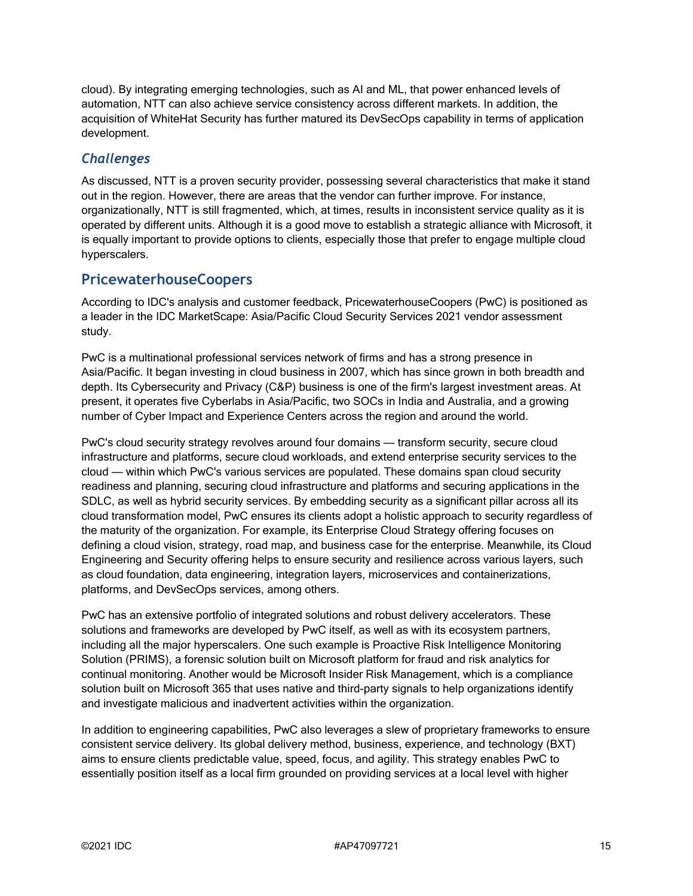cloud). By integrating emerging technologies, such as AI and ML, that power enhanced levels of automation, NTT can also achieve service consistency across different markets. In addition, the acquisition of WhiteHat Security has further matured its DevSecOps capability in terms of application development.

### *Challenges*

As discussed, NTT is a proven security provider, possessing several characteristics that make it stand out in the region. However, there are areas that the vendor can further improve. For instance, organizationally, NTT is still fragmented, which, at times, results in inconsistent service quality as it is operated by different units. Although it is a good move to establish a strategic alliance with Microsoft, it is equally important to provide options to clients, especially those that prefer to engage multiple cloud hyperscalers.

## PricewaterhouseCoopers

According to IDC's analysis and customer feedback, PricewaterhouseCoopers (PwC) is positioned as a leader in the IDC MarketScape: Asia/Pacific Cloud Security Services 2021 vendor assessment study.

PwC is a multinational professional services network of firms and has a strong presence in Asia/Pacific. It began investing in cloud business in 2007, which has since grown in both breadth and depth. Its Cybersecurity and Privacy (C&P) business is one of the firm's largest investment areas. At present, it operates five Cyberlabs in Asia/Pacific, two SOCs in India and Australia, and a growing number of Cyber Impact and Experience Centers across the region and around the world.

PwC's cloud security strategy revolves around four domains — transform security, secure cloud infrastructure and platforms, secure cloud workloads, and extend enterprise security services to the cloud — within which PwC's various services are populated. These domains span cloud security readiness and planning, securing cloud infrastructure and platforms and securing applications in the SDLC, as well as hybrid security services. By embedding security as a significant pillar across all its cloud transformation model, PwC ensures its clients adopt a holistic approach to security regardless of the maturity of the organization. For example, its Enterprise Cloud Strategy offering focuses on defining a cloud vision, strategy, road map, and business case for the enterprise. Meanwhile, its Cloud Engineering and Security offering helps to ensure security and resilience across various layers, such as cloud foundation, data engineering, integration layers, microservices and containerizations, platforms, and DevSecOps services, among others.

PwC has an extensive portfolio of integrated solutions and robust delivery accelerators. These solutions and frameworks are developed by PwC itself, as well as with its ecosystem partners, including all the major hyperscalers. One such example is Proactive Risk Intelligence Monitoring Solution (PRIMS), a forensic solution built on Microsoft platform for fraud and risk analytics for continual monitoring. Another would be Microsoft Insider Risk Management, which is a compliance solution built on Microsoft 365 that uses native and third-party signals to help organizations identify and investigate malicious and inadvertent activities within the organization.

In addition to engineering capabilities, PwC also leverages a slew of proprietary frameworks to ensure consistent service delivery. Its global delivery method, business, experience, and technology (BXT) aims to ensure clients predictable value, speed, focus, and agility. This strategy enables PwC to essentially position itself as a local firm grounded on providing services at a local level with higher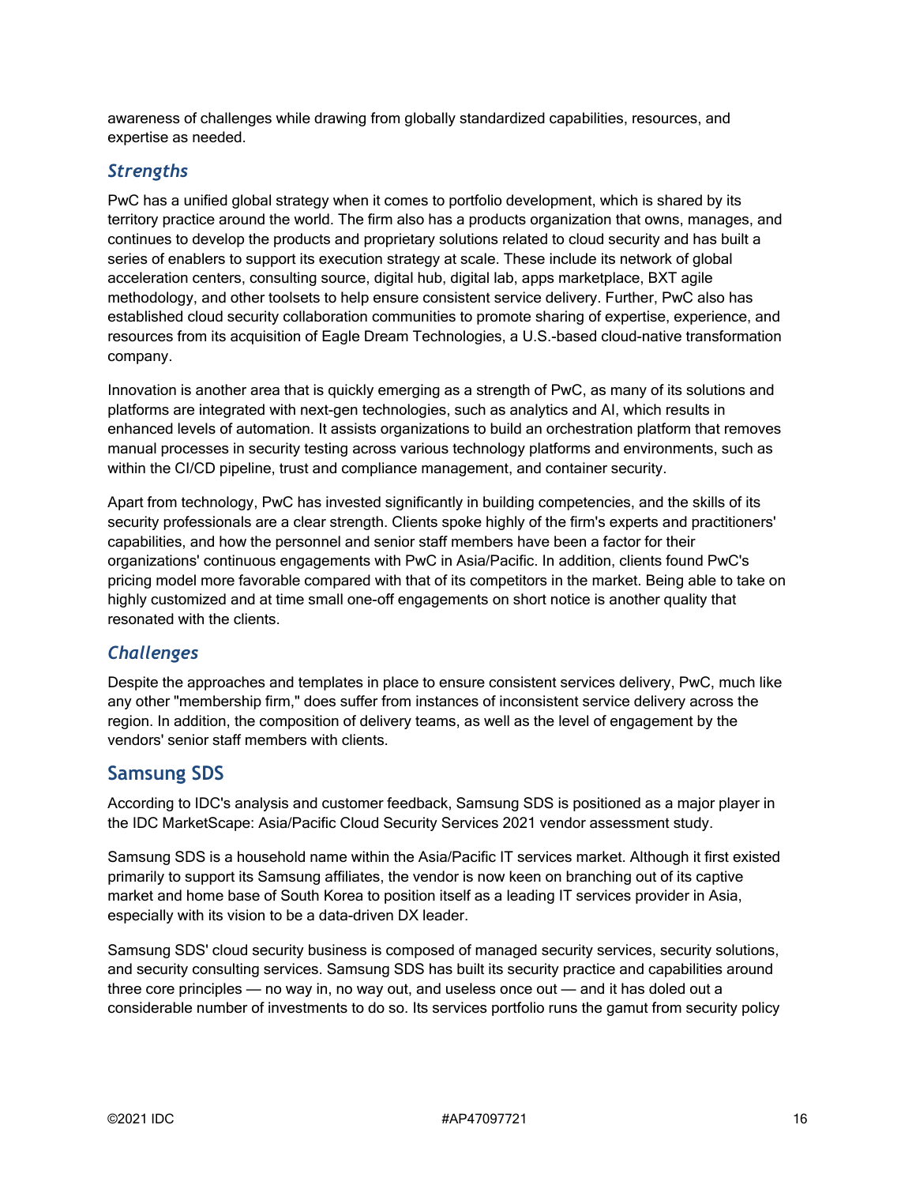awareness of challenges while drawing from globally standardized capabilities, resources, and expertise as needed.

### *Strengths*

PwC has a unified global strategy when it comes to portfolio development, which is shared by its territory practice around the world. The firm also has a products organization that owns, manages, and continues to develop the products and proprietary solutions related to cloud security and has built a series of enablers to support its execution strategy at scale. These include its network of global acceleration centers, consulting source, digital hub, digital lab, apps marketplace, BXT agile methodology, and other toolsets to help ensure consistent service delivery. Further, PwC also has established cloud security collaboration communities to promote sharing of expertise, experience, and resources from its acquisition of Eagle Dream Technologies, a U.S.-based cloud-native transformation company.

Innovation is another area that is quickly emerging as a strength of PwC, as many of its solutions and platforms are integrated with next-gen technologies, such as analytics and AI, which results in enhanced levels of automation. It assists organizations to build an orchestration platform that removes manual processes in security testing across various technology platforms and environments, such as within the CI/CD pipeline, trust and compliance management, and container security.

Apart from technology, PwC has invested significantly in building competencies, and the skills of its security professionals are a clear strength. Clients spoke highly of the firm's experts and practitioners' capabilities, and how the personnel and senior staff members have been a factor for their organizations' continuous engagements with PwC in Asia/Pacific. In addition, clients found PwC's pricing model more favorable compared with that of its competitors in the market. Being able to take on highly customized and at time small one-off engagements on short notice is another quality that resonated with the clients.

### *Challenges*

Despite the approaches and templates in place to ensure consistent services delivery, PwC, much like any other "membership firm," does suffer from instances of inconsistent service delivery across the region. In addition, the composition of delivery teams, as well as the level of engagement by the vendors' senior staff members with clients.

## Samsung SDS

According to IDC's analysis and customer feedback, Samsung SDS is positioned as a major player in the IDC MarketScape: Asia/Pacific Cloud Security Services 2021 vendor assessment study.

Samsung SDS is a household name within the Asia/Pacific IT services market. Although it first existed primarily to support its Samsung affiliates, the vendor is now keen on branching out of its captive market and home base of South Korea to position itself as a leading IT services provider in Asia, especially with its vision to be a data-driven DX leader.

Samsung SDS' cloud security business is composed of managed security services, security solutions, and security consulting services. Samsung SDS has built its security practice and capabilities around three core principles — no way in, no way out, and useless once out — and it has doled out a considerable number of investments to do so. Its services portfolio runs the gamut from security policy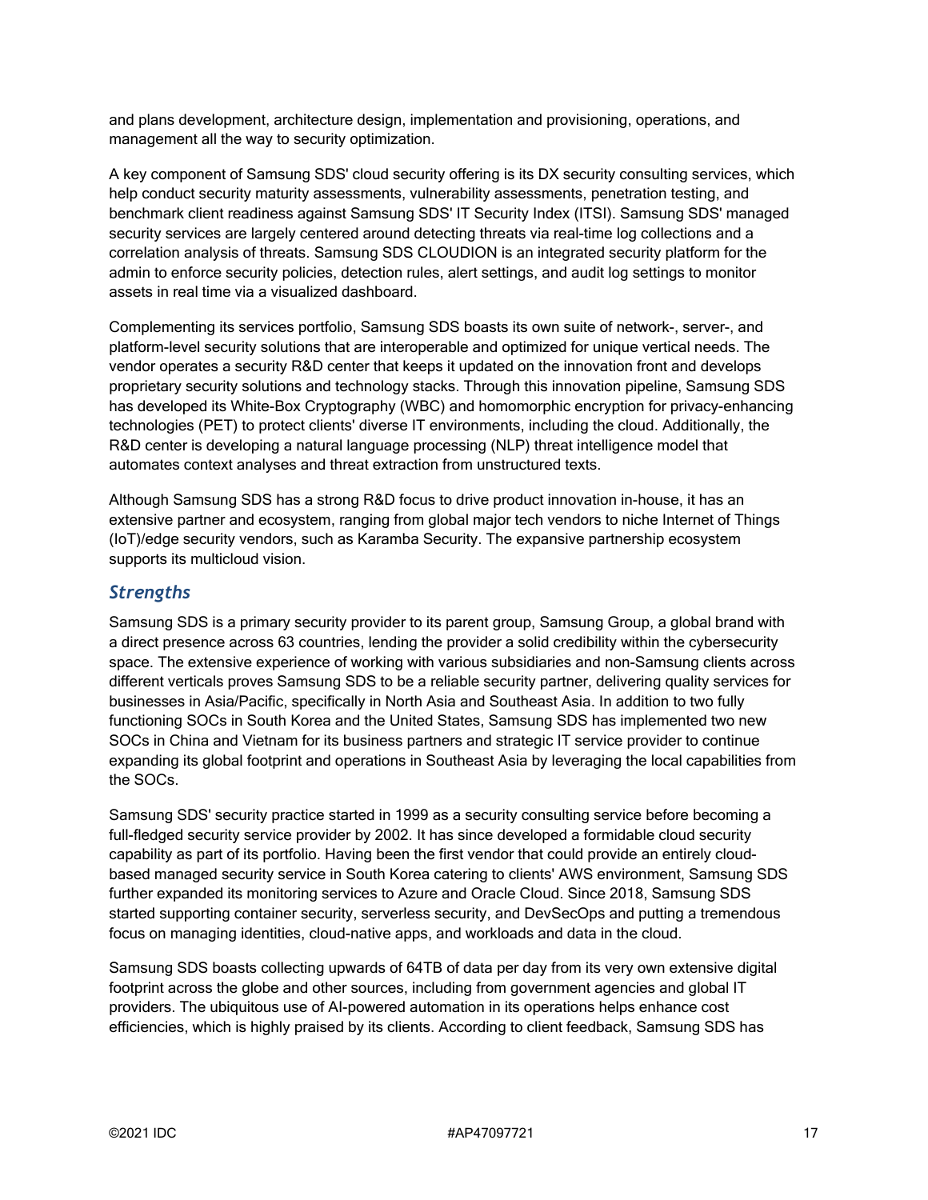and plans development, architecture design, implementation and provisioning, operations, and management all the way to security optimization.

A key component of Samsung SDS' cloud security offering is its DX security consulting services, which help conduct security maturity assessments, vulnerability assessments, penetration testing, and benchmark client readiness against Samsung SDS' IT Security Index (ITSI). Samsung SDS' managed security services are largely centered around detecting threats via real-time log collections and a correlation analysis of threats. Samsung SDS CLOUDION is an integrated security platform for the admin to enforce security policies, detection rules, alert settings, and audit log settings to monitor assets in real time via a visualized dashboard.

Complementing its services portfolio, Samsung SDS boasts its own suite of network-, server-, and platform-level security solutions that are interoperable and optimized for unique vertical needs. The vendor operates a security R&D center that keeps it updated on the innovation front and develops proprietary security solutions and technology stacks. Through this innovation pipeline, Samsung SDS has developed its White-Box Cryptography (WBC) and homomorphic encryption for privacy-enhancing technologies (PET) to protect clients' diverse IT environments, including the cloud. Additionally, the R&D center is developing a natural language processing (NLP) threat intelligence model that automates context analyses and threat extraction from unstructured texts.

Although Samsung SDS has a strong R&D focus to drive product innovation in-house, it has an extensive partner and ecosystem, ranging from global major tech vendors to niche Internet of Things (IoT)/edge security vendors, such as Karamba Security. The expansive partnership ecosystem supports its multicloud vision.

### *Strengths*

Samsung SDS is a primary security provider to its parent group, Samsung Group, a global brand with a direct presence across 63 countries, lending the provider a solid credibility within the cybersecurity space. The extensive experience of working with various subsidiaries and non-Samsung clients across different verticals proves Samsung SDS to be a reliable security partner, delivering quality services for businesses in Asia/Pacific, specifically in North Asia and Southeast Asia. In addition to two fully functioning SOCs in South Korea and the United States, Samsung SDS has implemented two new SOCs in China and Vietnam for its business partners and strategic IT service provider to continue expanding its global footprint and operations in Southeast Asia by leveraging the local capabilities from the SOCs.

Samsung SDS' security practice started in 1999 as a security consulting service before becoming a full-fledged security service provider by 2002. It has since developed a formidable cloud security capability as part of its portfolio. Having been the first vendor that could provide an entirely cloud-based managed security service in South Korea catering to clients' AWS environment, Samsung SDS further expanded its monitoring services to Azure and Oracle Cloud. Since 2018, Samsung SDS started supporting container security, serverless security, and DevSecOps and putting a tremendous focus on managing identities, cloud-native apps, and workloads and data in the cloud.

Samsung SDS boasts collecting upwards of 64TB of data per day from its very own extensive digital footprint across the globe and other sources, including from government agencies and global IT providers. The ubiquitous use of AI-powered automation in its operations helps enhance cost efficiencies, which is highly praised by its clients. According to client feedback, Samsung SDS has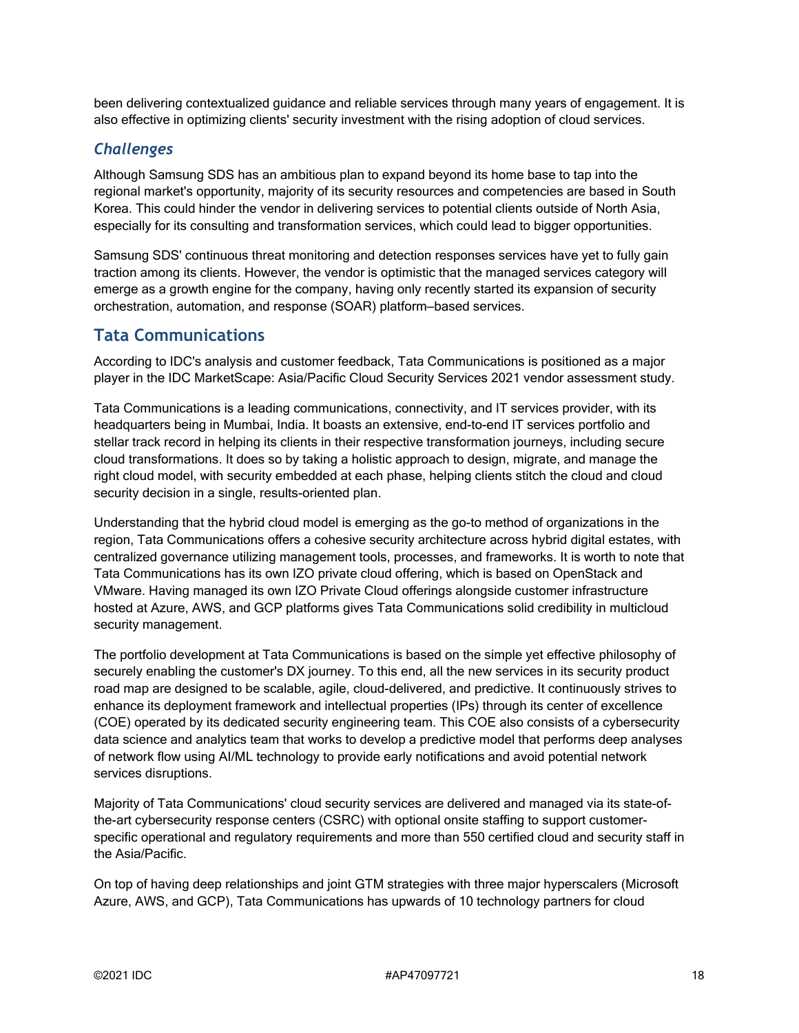been delivering contextualized guidance and reliable services through many years of engagement. It is also effective in optimizing clients' security investment with the rising adoption of cloud services.

### *Challenges*

Although Samsung SDS has an ambitious plan to expand beyond its home base to tap into the regional market's opportunity, majority of its security resources and competencies are based in South Korea. This could hinder the vendor in delivering services to potential clients outside of North Asia, especially for its consulting and transformation services, which could lead to bigger opportunities.

Samsung SDS' continuous threat monitoring and detection responses services have yet to fully gain traction among its clients. However, the vendor is optimistic that the managed services category will emerge as a growth engine for the company, having only recently started its expansion of security orchestration, automation, and response (SOAR) platform–based services.

## Tata Communications

According to IDC's analysis and customer feedback, Tata Communications is positioned as a major player in the IDC MarketScape: Asia/Pacific Cloud Security Services 2021 vendor assessment study.

Tata Communications is a leading communications, connectivity, and IT services provider, with its headquarters being in Mumbai, India. It boasts an extensive, end-to-end IT services portfolio and stellar track record in helping its clients in their respective transformation journeys, including secure cloud transformations. It does so by taking a holistic approach to design, migrate, and manage the right cloud model, with security embedded at each phase, helping clients stitch the cloud and cloud security decision in a single, results-oriented plan.

Understanding that the hybrid cloud model is emerging as the go-to method of organizations in the region, Tata Communications offers a cohesive security architecture across hybrid digital estates, with centralized governance utilizing management tools, processes, and frameworks. It is worth to note that Tata Communications has its own IZO private cloud offering, which is based on OpenStack and VMware. Having managed its own IZO Private Cloud offerings alongside customer infrastructure hosted at Azure, AWS, and GCP platforms gives Tata Communications solid credibility in multicloud security management.

The portfolio development at Tata Communications is based on the simple yet effective philosophy of securely enabling the customer's DX journey. To this end, all the new services in its security product road map are designed to be scalable, agile, cloud-delivered, and predictive. It continuously strives to enhance its deployment framework and intellectual properties (IPs) through its center of excellence (COE) operated by its dedicated security engineering team. This COE also consists of a cybersecurity data science and analytics team that works to develop a predictive model that performs deep analyses of network flow using AI/ML technology to provide early notifications and avoid potential network services disruptions.

Majority of Tata Communications' cloud security services are delivered and managed via its state-of-the-art cybersecurity response centers (CSRC) with optional onsite staffing to support customer-specific operational and regulatory requirements and more than 550 certified cloud and security staff in the Asia/Pacific.

On top of having deep relationships and joint GTM strategies with three major hyperscalers (Microsoft Azure, AWS, and GCP), Tata Communications has upwards of 10 technology partners for cloud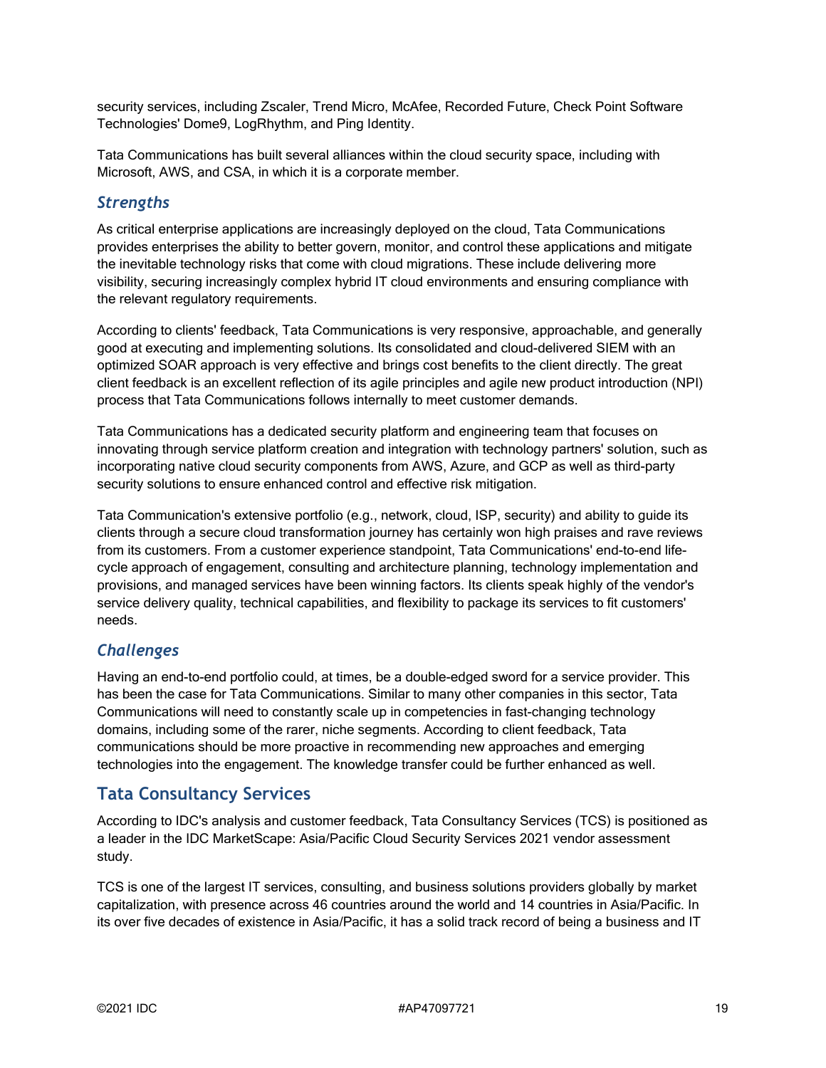security services, including Zscaler, Trend Micro, McAfee, Recorded Future, Check Point Software Technologies' Dome9, LogRhythm, and Ping Identity.

Tata Communications has built several alliances within the cloud security space, including with Microsoft, AWS, and CSA, in which it is a corporate member.

### *Strengths*

As critical enterprise applications are increasingly deployed on the cloud, Tata Communications provides enterprises the ability to better govern, monitor, and control these applications and mitigate the inevitable technology risks that come with cloud migrations. These include delivering more visibility, securing increasingly complex hybrid IT cloud environments and ensuring compliance with the relevant regulatory requirements.

According to clients' feedback, Tata Communications is very responsive, approachable, and generally good at executing and implementing solutions. Its consolidated and cloud-delivered SIEM with an optimized SOAR approach is very effective and brings cost benefits to the client directly. The great client feedback is an excellent reflection of its agile principles and agile new product introduction (NPI) process that Tata Communications follows internally to meet customer demands.

Tata Communications has a dedicated security platform and engineering team that focuses on innovating through service platform creation and integration with technology partners' solution, such as incorporating native cloud security components from AWS, Azure, and GCP as well as third-party security solutions to ensure enhanced control and effective risk mitigation.

Tata Communication's extensive portfolio (e.g., network, cloud, ISP, security) and ability to guide its clients through a secure cloud transformation journey has certainly won high praises and rave reviews from its customers. From a customer experience standpoint, Tata Communications' end-to-end life-cycle approach of engagement, consulting and architecture planning, technology implementation and provisions, and managed services have been winning factors. Its clients speak highly of the vendor's service delivery quality, technical capabilities, and flexibility to package its services to fit customers' needs.

### *Challenges*

Having an end-to-end portfolio could, at times, be a double-edged sword for a service provider. This has been the case for Tata Communications. Similar to many other companies in this sector, Tata Communications will need to constantly scale up in competencies in fast-changing technology domains, including some of the rarer, niche segments. According to client feedback, Tata communications should be more proactive in recommending new approaches and emerging technologies into the engagement. The knowledge transfer could be further enhanced as well.

## Tata Consultancy Services

According to IDC's analysis and customer feedback, Tata Consultancy Services (TCS) is positioned as a leader in the IDC MarketScape: Asia/Pacific Cloud Security Services 2021 vendor assessment study.

TCS is one of the largest IT services, consulting, and business solutions providers globally by market capitalization, with presence across 46 countries around the world and 14 countries in Asia/Pacific. In its over five decades of existence in Asia/Pacific, it has a solid track record of being a business and IT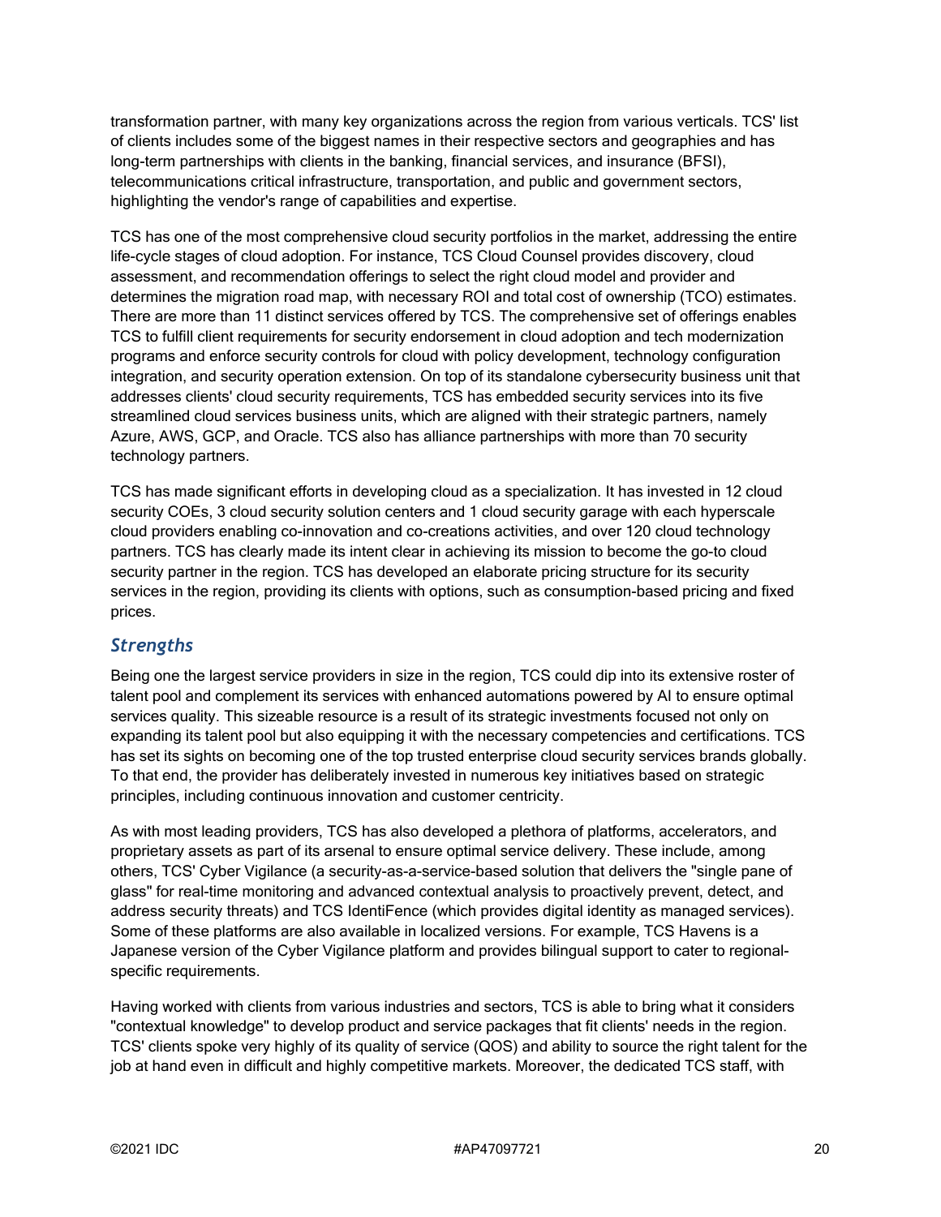transformation partner, with many key organizations across the region from various verticals. TCS' list of clients includes some of the biggest names in their respective sectors and geographies and has long-term partnerships with clients in the banking, financial services, and insurance (BFSI), telecommunications critical infrastructure, transportation, and public and government sectors, highlighting the vendor's range of capabilities and expertise.

TCS has one of the most comprehensive cloud security portfolios in the market, addressing the entire life-cycle stages of cloud adoption. For instance, TCS Cloud Counsel provides discovery, cloud assessment, and recommendation offerings to select the right cloud model and provider and determines the migration road map, with necessary ROI and total cost of ownership (TCO) estimates. There are more than 11 distinct services offered by TCS. The comprehensive set of offerings enables TCS to fulfill client requirements for security endorsement in cloud adoption and tech modernization programs and enforce security controls for cloud with policy development, technology configuration integration, and security operation extension. On top of its standalone cybersecurity business unit that addresses clients' cloud security requirements, TCS has embedded security services into its five streamlined cloud services business units, which are aligned with their strategic partners, namely Azure, AWS, GCP, and Oracle. TCS also has alliance partnerships with more than 70 security technology partners.

TCS has made significant efforts in developing cloud as a specialization. It has invested in 12 cloud security COEs, 3 cloud security solution centers and 1 cloud security garage with each hyperscale cloud providers enabling co-innovation and co-creations activities, and over 120 cloud technology partners. TCS has clearly made its intent clear in achieving its mission to become the go-to cloud security partner in the region. TCS has developed an elaborate pricing structure for its security services in the region, providing its clients with options, such as consumption-based pricing and fixed prices.

### *Strengths*

Being one the largest service providers in size in the region, TCS could dip into its extensive roster of talent pool and complement its services with enhanced automations powered by AI to ensure optimal services quality. This sizeable resource is a result of its strategic investments focused not only on expanding its talent pool but also equipping it with the necessary competencies and certifications. TCS has set its sights on becoming one of the top trusted enterprise cloud security services brands globally. To that end, the provider has deliberately invested in numerous key initiatives based on strategic principles, including continuous innovation and customer centricity.

As with most leading providers, TCS has also developed a plethora of platforms, accelerators, and proprietary assets as part of its arsenal to ensure optimal service delivery. These include, among others, TCS' Cyber Vigilance (a security-as-a-service-based solution that delivers the "single pane of glass" for real-time monitoring and advanced contextual analysis to proactively prevent, detect, and address security threats) and TCS IdentiFence (which provides digital identity as managed services). Some of these platforms are also available in localized versions. For example, TCS Havens is a Japanese version of the Cyber Vigilance platform and provides bilingual support to cater to regional-specific requirements.

Having worked with clients from various industries and sectors, TCS is able to bring what it considers "contextual knowledge" to develop product and service packages that fit clients' needs in the region. TCS' clients spoke very highly of its quality of service (QOS) and ability to source the right talent for the job at hand even in difficult and highly competitive markets. Moreover, the dedicated TCS staff, with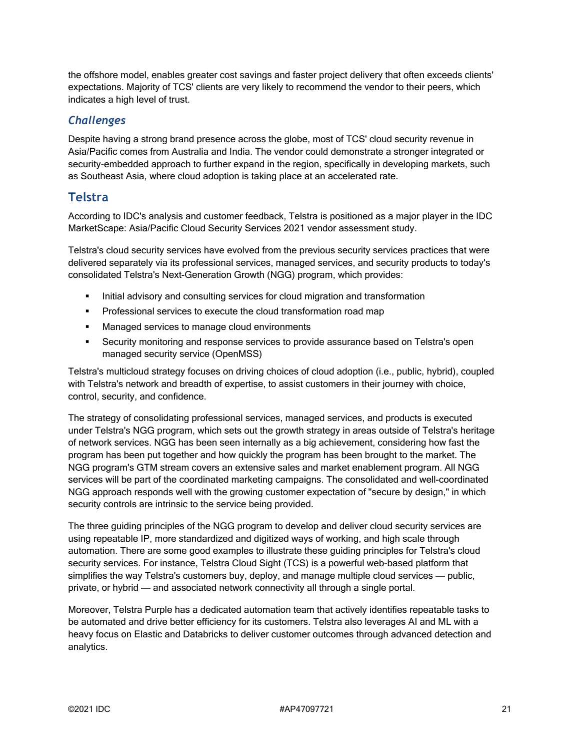the offshore model, enables greater cost savings and faster project delivery that often exceeds clients' expectations. Majority of TCS' clients are very likely to recommend the vendor to their peers, which indicates a high level of trust.

### *Challenges*

Despite having a strong brand presence across the globe, most of TCS' cloud security revenue in Asia/Pacific comes from Australia and India. The vendor could demonstrate a stronger integrated or security-embedded approach to further expand in the region, specifically in developing markets, such as Southeast Asia, where cloud adoption is taking place at an accelerated rate.

## Telstra

According to IDC's analysis and customer feedback, Telstra is positioned as a major player in the IDC MarketScape: Asia/Pacific Cloud Security Services 2021 vendor assessment study.

Telstra's cloud security services have evolved from the previous security services practices that were delivered separately via its professional services, managed services, and security products to today's consolidated Telstra's Next-Generation Growth (NGG) program, which provides:

- Initial advisory and consulting services for cloud migration and transformation
- Professional services to execute the cloud transformation road map
- Managed services to manage cloud environments
- Security monitoring and response services to provide assurance based on Telstra's open managed security service (OpenMSS)

Telstra's multicloud strategy focuses on driving choices of cloud adoption (i.e., public, hybrid), coupled with Telstra's network and breadth of expertise, to assist customers in their journey with choice, control, security, and confidence.

The strategy of consolidating professional services, managed services, and products is executed under Telstra's NGG program, which sets out the growth strategy in areas outside of Telstra's heritage of network services. NGG has been seen internally as a big achievement, considering how fast the program has been put together and how quickly the program has been brought to the market. The NGG program's GTM stream covers an extensive sales and market enablement program. All NGG services will be part of the coordinated marketing campaigns. The consolidated and well-coordinated NGG approach responds well with the growing customer expectation of "secure by design," in which security controls are intrinsic to the service being provided.

The three guiding principles of the NGG program to develop and deliver cloud security services are using repeatable IP, more standardized and digitized ways of working, and high scale through automation. There are some good examples to illustrate these guiding principles for Telstra's cloud security services. For instance, Telstra Cloud Sight (TCS) is a powerful web-based platform that simplifies the way Telstra's customers buy, deploy, and manage multiple cloud services — public, private, or hybrid — and associated network connectivity all through a single portal.

Moreover, Telstra Purple has a dedicated automation team that actively identifies repeatable tasks to be automated and drive better efficiency for its customers. Telstra also leverages AI and ML with a heavy focus on Elastic and Databricks to deliver customer outcomes through advanced detection and analytics.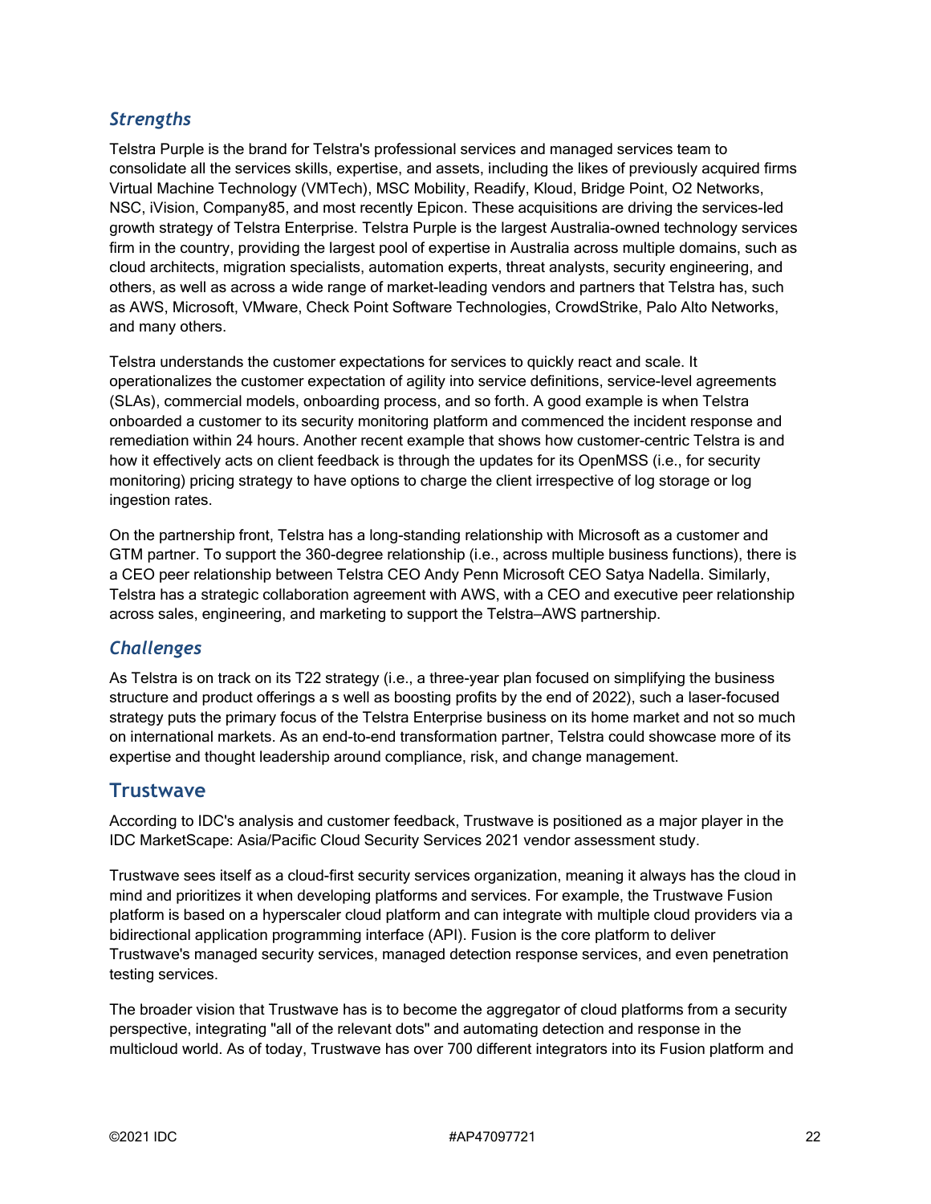### *Strengths*

Telstra Purple is the brand for Telstra's professional services and managed services team to consolidate all the services skills, expertise, and assets, including the likes of previously acquired firms Virtual Machine Technology (VMTech), MSC Mobility, Readify, Kloud, Bridge Point, O2 Networks, NSC, iVision, Company85, and most recently Epicon. These acquisitions are driving the services-led growth strategy of Telstra Enterprise. Telstra Purple is the largest Australia-owned technology services firm in the country, providing the largest pool of expertise in Australia across multiple domains, such as cloud architects, migration specialists, automation experts, threat analysts, security engineering, and others, as well as across a wide range of market-leading vendors and partners that Telstra has, such as AWS, Microsoft, VMware, Check Point Software Technologies, CrowdStrike, Palo Alto Networks, and many others.

Telstra understands the customer expectations for services to quickly react and scale. It operationalizes the customer expectation of agility into service definitions, service-level agreements (SLAs), commercial models, onboarding process, and so forth. A good example is when Telstra onboarded a customer to its security monitoring platform and commenced the incident response and remediation within 24 hours. Another recent example that shows how customer-centric Telstra is and how it effectively acts on client feedback is through the updates for its OpenMSS (i.e., for security monitoring) pricing strategy to have options to charge the client irrespective of log storage or log ingestion rates.

On the partnership front, Telstra has a long-standing relationship with Microsoft as a customer and GTM partner. To support the 360-degree relationship (i.e., across multiple business functions), there is a CEO peer relationship between Telstra CEO Andy Penn Microsoft CEO Satya Nadella. Similarly, Telstra has a strategic collaboration agreement with AWS, with a CEO and executive peer relationship across sales, engineering, and marketing to support the Telstra–AWS partnership.

### *Challenges*

As Telstra is on track on its T22 strategy (i.e., a three-year plan focused on simplifying the business structure and product offerings a s well as boosting profits by the end of 2022), such a laser-focused strategy puts the primary focus of the Telstra Enterprise business on its home market and not so much on international markets. As an end-to-end transformation partner, Telstra could showcase more of its expertise and thought leadership around compliance, risk, and change management.

## Trustwave

According to IDC's analysis and customer feedback, Trustwave is positioned as a major player in the IDC MarketScape: Asia/Pacific Cloud Security Services 2021 vendor assessment study.

Trustwave sees itself as a cloud-first security services organization, meaning it always has the cloud in mind and prioritizes it when developing platforms and services. For example, the Trustwave Fusion platform is based on a hyperscaler cloud platform and can integrate with multiple cloud providers via a bidirectional application programming interface (API). Fusion is the core platform to deliver Trustwave's managed security services, managed detection response services, and even penetration testing services.

The broader vision that Trustwave has is to become the aggregator of cloud platforms from a security perspective, integrating "all of the relevant dots" and automating detection and response in the multicloud world. As of today, Trustwave has over 700 different integrators into its Fusion platform and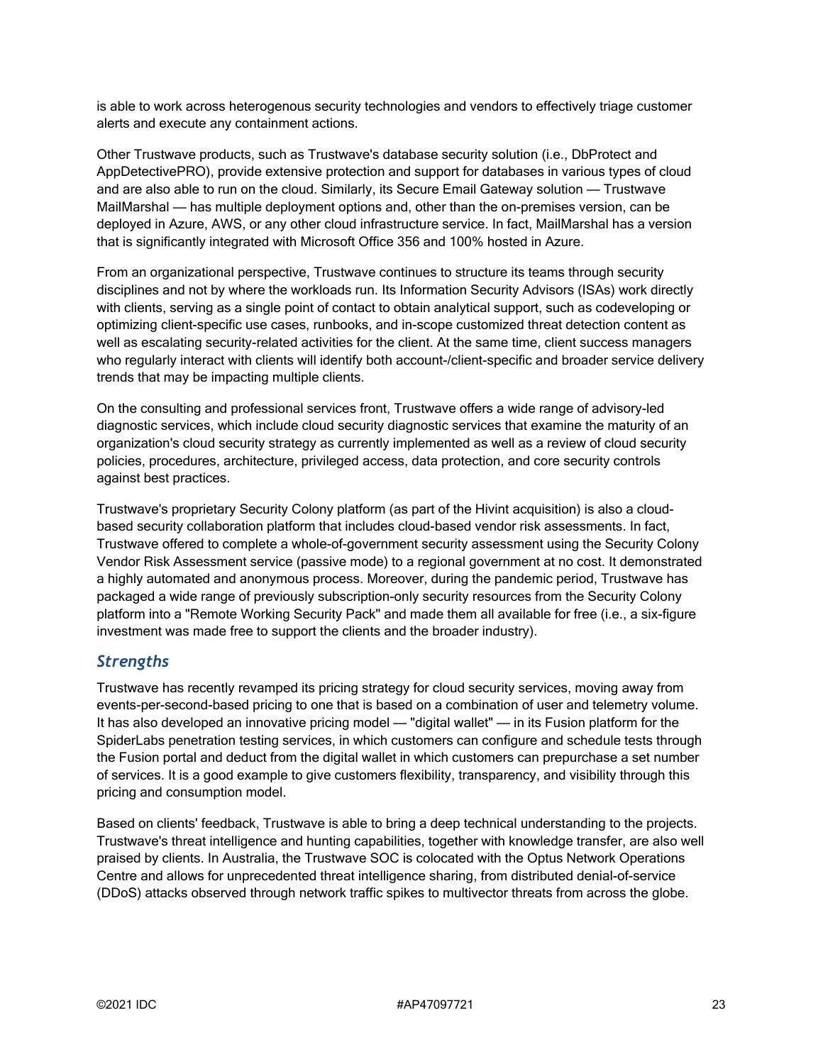is able to work across heterogenous security technologies and vendors to effectively triage customer alerts and execute any containment actions.

Other Trustwave products, such as Trustwave's database security solution (i.e., DbProtect and AppDetectivePRO), provide extensive protection and support for databases in various types of cloud and are also able to run on the cloud. Similarly, its Secure Email Gateway solution — Trustwave MailMarshal — has multiple deployment options and, other than the on-premises version, can be deployed in Azure, AWS, or any other cloud infrastructure service. In fact, MailMarshal has a version that is significantly integrated with Microsoft Office 356 and 100% hosted in Azure.

From an organizational perspective, Trustwave continues to structure its teams through security disciplines and not by where the workloads run. Its Information Security Advisors (ISAs) work directly with clients, serving as a single point of contact to obtain analytical support, such as codeveloping or optimizing client-specific use cases, runbooks, and in-scope customized threat detection content as well as escalating security-related activities for the client. At the same time, client success managers who regularly interact with clients will identify both account-/client-specific and broader service delivery trends that may be impacting multiple clients.

On the consulting and professional services front, Trustwave offers a wide range of advisory-led diagnostic services, which include cloud security diagnostic services that examine the maturity of an organization's cloud security strategy as currently implemented as well as a review of cloud security policies, procedures, architecture, privileged access, data protection, and core security controls against best practices.

Trustwave's proprietary Security Colony platform (as part of the Hivint acquisition) is also a cloud-based security collaboration platform that includes cloud-based vendor risk assessments. In fact, Trustwave offered to complete a whole-of-government security assessment using the Security Colony Vendor Risk Assessment service (passive mode) to a regional government at no cost. It demonstrated a highly automated and anonymous process. Moreover, during the pandemic period, Trustwave has packaged a wide range of previously subscription-only security resources from the Security Colony platform into a "Remote Working Security Pack" and made them all available for free (i.e., a six-figure investment was made free to support the clients and the broader industry).

### *Strengths*

Trustwave has recently revamped its pricing strategy for cloud security services, moving away from events-per-second-based pricing to one that is based on a combination of user and telemetry volume. It has also developed an innovative pricing model — "digital wallet" — in its Fusion platform for the SpiderLabs penetration testing services, in which customers can configure and schedule tests through the Fusion portal and deduct from the digital wallet in which customers can prepurchase a set number of services. It is a good example to give customers flexibility, transparency, and visibility through this pricing and consumption model.

Based on clients' feedback, Trustwave is able to bring a deep technical understanding to the projects. Trustwave's threat intelligence and hunting capabilities, together with knowledge transfer, are also well praised by clients. In Australia, the Trustwave SOC is colocated with the Optus Network Operations Centre and allows for unprecedented threat intelligence sharing, from distributed denial-of-service (DDoS) attacks observed through network traffic spikes to multivector threats from across the globe.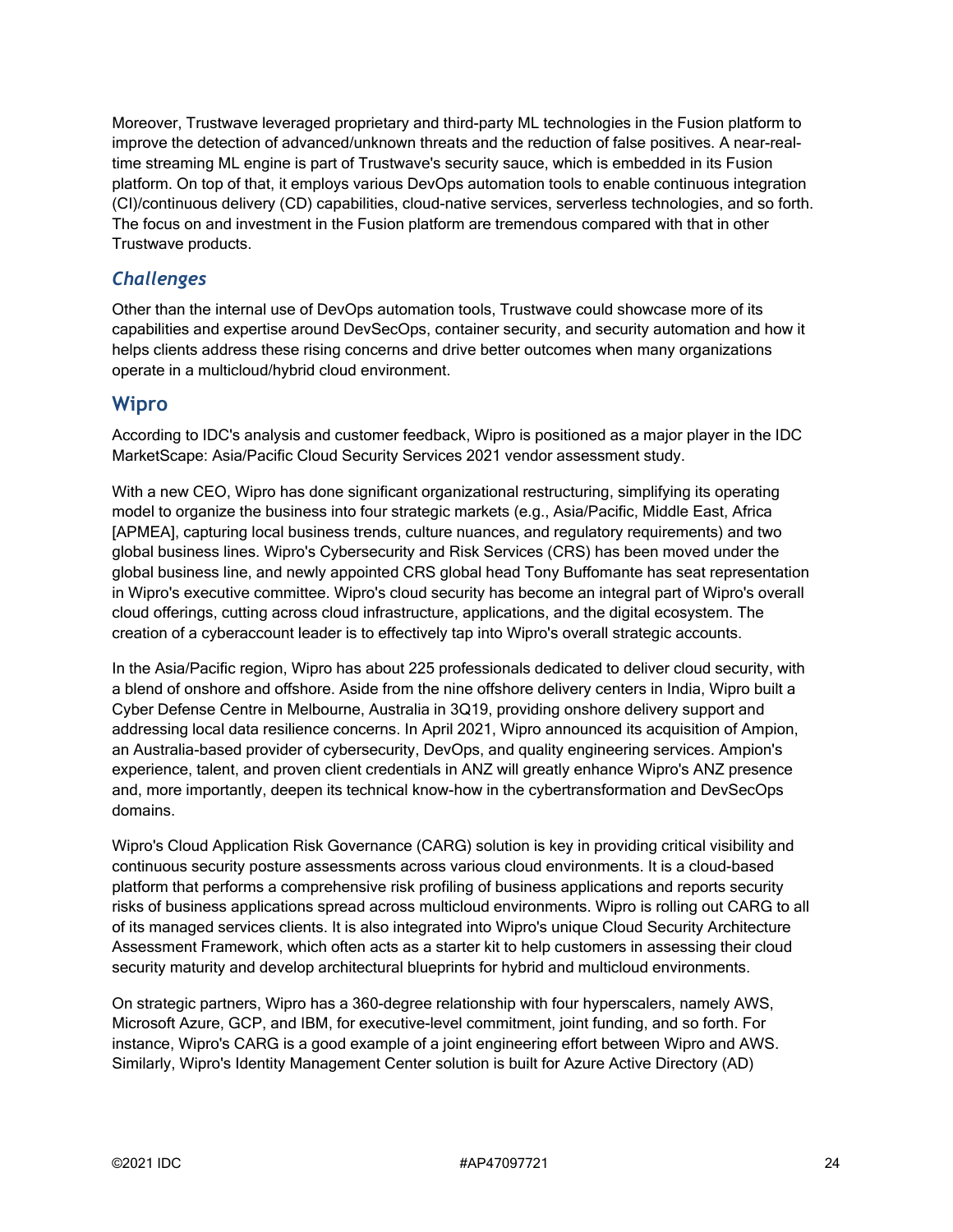Moreover, Trustwave leveraged proprietary and third-party ML technologies in the Fusion platform to improve the detection of advanced/unknown threats and the reduction of false positives. A near-real-time streaming ML engine is part of Trustwave's security sauce, which is embedded in its Fusion platform. On top of that, it employs various DevOps automation tools to enable continuous integration (CI)/continuous delivery (CD) capabilities, cloud-native services, serverless technologies, and so forth. The focus on and investment in the Fusion platform are tremendous compared with that in other Trustwave products.

### *Challenges*

Other than the internal use of DevOps automation tools, Trustwave could showcase more of its capabilities and expertise around DevSecOps, container security, and security automation and how it helps clients address these rising concerns and drive better outcomes when many organizations operate in a multicloud/hybrid cloud environment.

## Wipro

According to IDC's analysis and customer feedback, Wipro is positioned as a major player in the IDC MarketScape: Asia/Pacific Cloud Security Services 2021 vendor assessment study.

With a new CEO, Wipro has done significant organizational restructuring, simplifying its operating model to organize the business into four strategic markets (e.g., Asia/Pacific, Middle East, Africa [APMEA], capturing local business trends, culture nuances, and regulatory requirements) and two global business lines. Wipro's Cybersecurity and Risk Services (CRS) has been moved under the global business line, and newly appointed CRS global head Tony Buffomante has seat representation in Wipro's executive committee. Wipro's cloud security has become an integral part of Wipro's overall cloud offerings, cutting across cloud infrastructure, applications, and the digital ecosystem. The creation of a cyberaccount leader is to effectively tap into Wipro's overall strategic accounts.

In the Asia/Pacific region, Wipro has about 225 professionals dedicated to deliver cloud security, with a blend of onshore and offshore. Aside from the nine offshore delivery centers in India, Wipro built a Cyber Defense Centre in Melbourne, Australia in 3Q19, providing onshore delivery support and addressing local data resilience concerns. In April 2021, Wipro announced its acquisition of Ampion, an Australia-based provider of cybersecurity, DevOps, and quality engineering services. Ampion's experience, talent, and proven client credentials in ANZ will greatly enhance Wipro's ANZ presence and, more importantly, deepen its technical know-how in the cybertransformation and DevSecOps domains.

Wipro's Cloud Application Risk Governance (CARG) solution is key in providing critical visibility and continuous security posture assessments across various cloud environments. It is a cloud-based platform that performs a comprehensive risk profiling of business applications and reports security risks of business applications spread across multicloud environments. Wipro is rolling out CARG to all of its managed services clients. It is also integrated into Wipro's unique Cloud Security Architecture Assessment Framework, which often acts as a starter kit to help customers in assessing their cloud security maturity and develop architectural blueprints for hybrid and multicloud environments.

On strategic partners, Wipro has a 360-degree relationship with four hyperscalers, namely AWS, Microsoft Azure, GCP, and IBM, for executive-level commitment, joint funding, and so forth. For instance, Wipro's CARG is a good example of a joint engineering effort between Wipro and AWS. Similarly, Wipro's Identity Management Center solution is built for Azure Active Directory (AD)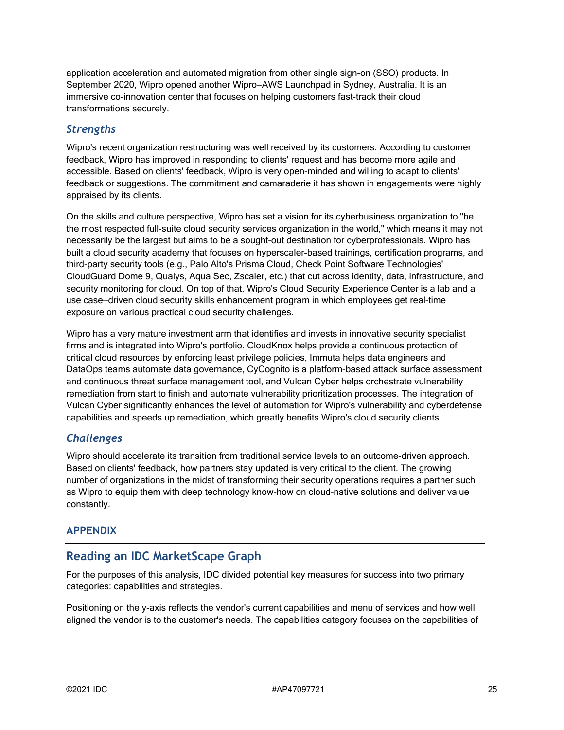application acceleration and automated migration from other single sign-on (SSO) products. In September 2020, Wipro opened another Wipro–AWS Launchpad in Sydney, Australia. It is an immersive co-innovation center that focuses on helping customers fast-track their cloud transformations securely.

### *Strengths*

Wipro's recent organization restructuring was well received by its customers. According to customer feedback, Wipro has improved in responding to clients' request and has become more agile and accessible. Based on clients' feedback, Wipro is very open-minded and willing to adapt to clients' feedback or suggestions. The commitment and camaraderie it has shown in engagements were highly appraised by its clients.

On the skills and culture perspective, Wipro has set a vision for its cyberbusiness organization to "be the most respected full-suite cloud security services organization in the world," which means it may not necessarily be the largest but aims to be a sought-out destination for cyberprofessionals. Wipro has built a cloud security academy that focuses on hyperscaler-based trainings, certification programs, and third-party security tools (e.g., Palo Alto's Prisma Cloud, Check Point Software Technologies' CloudGuard Dome 9, Qualys, Aqua Sec, Zscaler, etc.) that cut across identity, data, infrastructure, and security monitoring for cloud. On top of that, Wipro's Cloud Security Experience Center is a lab and a use case–driven cloud security skills enhancement program in which employees get real-time exposure on various practical cloud security challenges.

Wipro has a very mature investment arm that identifies and invests in innovative security specialist firms and is integrated into Wipro's portfolio. CloudKnox helps provide a continuous protection of critical cloud resources by enforcing least privilege policies, Immuta helps data engineers and DataOps teams automate data governance, CyCognito is a platform-based attack surface assessment and continuous threat surface management tool, and Vulcan Cyber helps orchestrate vulnerability remediation from start to finish and automate vulnerability prioritization processes. The integration of Vulcan Cyber significantly enhances the level of automation for Wipro's vulnerability and cyberdefense capabilities and speeds up remediation, which greatly benefits Wipro's cloud security clients.

### *Challenges*

Wipro should accelerate its transition from traditional service levels to an outcome-driven approach. Based on clients' feedback, how partners stay updated is very critical to the client. The growing number of organizations in the midst of transforming their security operations requires a partner such as Wipro to equip them with deep technology know-how on cloud-native solutions and deliver value constantly.

## APPENDIX

## Reading an IDC MarketScape Graph

For the purposes of this analysis, IDC divided potential key measures for success into two primary categories: capabilities and strategies.

Positioning on the y-axis reflects the vendor's current capabilities and menu of services and how well aligned the vendor is to the customer's needs. The capabilities category focuses on the capabilities of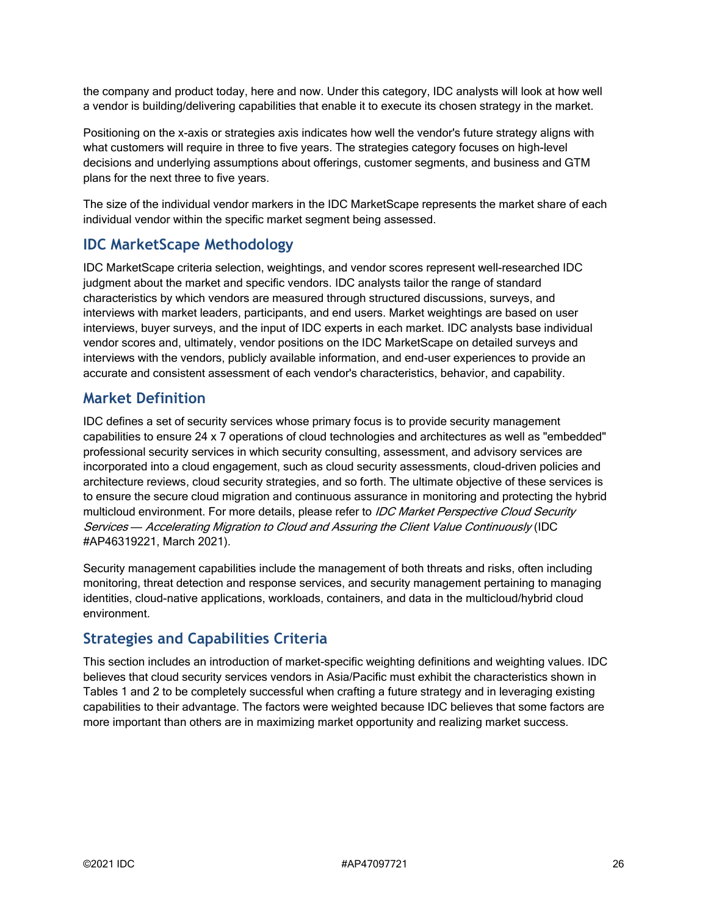the company and product today, here and now. Under this category, IDC analysts will look at how well a vendor is building/delivering capabilities that enable it to execute its chosen strategy in the market.

Positioning on the x-axis or strategies axis indicates how well the vendor's future strategy aligns with what customers will require in three to five years. The strategies category focuses on high-level decisions and underlying assumptions about offerings, customer segments, and business and GTM plans for the next three to five years.

The size of the individual vendor markers in the IDC MarketScape represents the market share of each individual vendor within the specific market segment being assessed.

## IDC MarketScape Methodology

IDC MarketScape criteria selection, weightings, and vendor scores represent well-researched IDC judgment about the market and specific vendors. IDC analysts tailor the range of standard characteristics by which vendors are measured through structured discussions, surveys, and interviews with market leaders, participants, and end users. Market weightings are based on user interviews, buyer surveys, and the input of IDC experts in each market. IDC analysts base individual vendor scores and, ultimately, vendor positions on the IDC MarketScape on detailed surveys and interviews with the vendors, publicly available information, and end-user experiences to provide an accurate and consistent assessment of each vendor's characteristics, behavior, and capability.

## Market Definition

IDC defines a set of security services whose primary focus is to provide security management capabilities to ensure 24 x 7 operations of cloud technologies and architectures as well as "embedded" professional security services in which security consulting, assessment, and advisory services are incorporated into a cloud engagement, such as cloud security assessments, cloud-driven policies and architecture reviews, cloud security strategies, and so forth. The ultimate objective of these services is to ensure the secure cloud migration and continuous assurance in monitoring and protecting the hybrid multicloud environment. For more details, please refer to *IDC Market Perspective Cloud Security Services — Accelerating Migration to Cloud and Assuring the Client Value Continuously* (IDC #AP46319221, March 2021).

Security management capabilities include the management of both threats and risks, often including monitoring, threat detection and response services, and security management pertaining to managing identities, cloud-native applications, workloads, containers, and data in the multicloud/hybrid cloud environment.

## Strategies and Capabilities Criteria

This section includes an introduction of market-specific weighting definitions and weighting values. IDC believes that cloud security services vendors in Asia/Pacific must exhibit the characteristics shown in Tables 1 and 2 to be completely successful when crafting a future strategy and in leveraging existing capabilities to their advantage. The factors were weighted because IDC believes that some factors are more important than others are in maximizing market opportunity and realizing market success.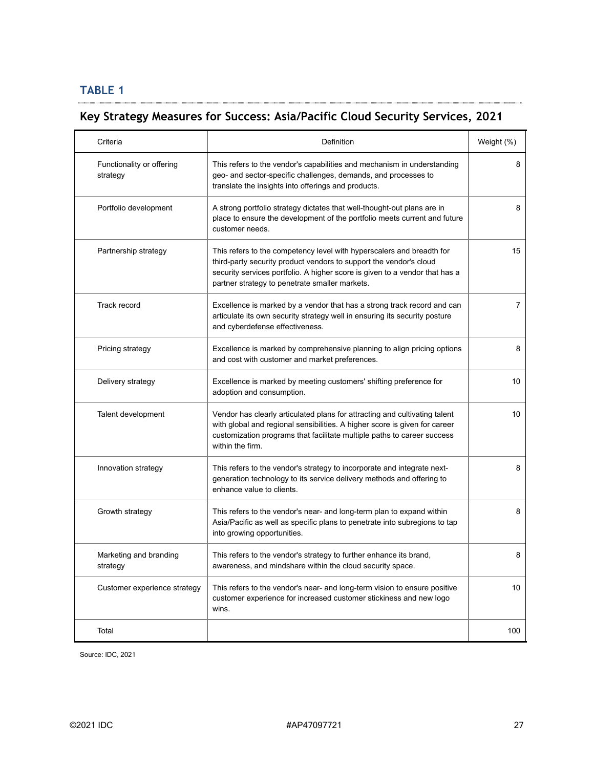## TABLE 1

### Key Strategy Measures for Success: Asia/Pacific Cloud Security Services, 2021

| Criteria | Definition | Weight (%) |
|---|---|---|
| Functionality or offering strategy | This refers to the vendor's capabilities and mechanism in understanding geo- and sector-specific challenges, demands, and processes to translate the insights into offerings and products. | 8 |
| Portfolio development | A strong portfolio strategy dictates that well-thought-out plans are in place to ensure the development of the portfolio meets current and future customer needs. | 8 |
| Partnership strategy | This refers to the competency level with hyperscalers and breadth for third-party security product vendors to support the vendor's cloud security services portfolio. A higher score is given to a vendor that has a partner strategy to penetrate smaller markets. | 15 |
| Track record | Excellence is marked by a vendor that has a strong track record and can articulate its own security strategy well in ensuring its security posture and cyberdefense effectiveness. | 7 |
| Pricing strategy | Excellence is marked by comprehensive planning to align pricing options and cost with customer and market preferences. | 8 |
| Delivery strategy | Excellence is marked by meeting customers' shifting preference for adoption and consumption. | 10 |
| Talent development | Vendor has clearly articulated plans for attracting and cultivating talent with global and regional sensibilities. A higher score is given for career customization programs that facilitate multiple paths to career success within the firm. | 10 |
| Innovation strategy | This refers to the vendor's strategy to incorporate and integrate next-generation technology to its service delivery methods and offering to enhance value to clients. | 8 |
| Growth strategy | This refers to the vendor's near- and long-term plan to expand within Asia/Pacific as well as specific plans to penetrate into subregions to tap into growing opportunities. | 8 |
| Marketing and branding strategy | This refers to the vendor's strategy to further enhance its brand, awareness, and mindshare within the cloud security space. | 8 |
| Customer experience strategy | This refers to the vendor's near- and long-term vision to ensure positive customer experience for increased customer stickiness and new logo wins. | 10 |
| Total | | 100 |

Source: IDC, 2021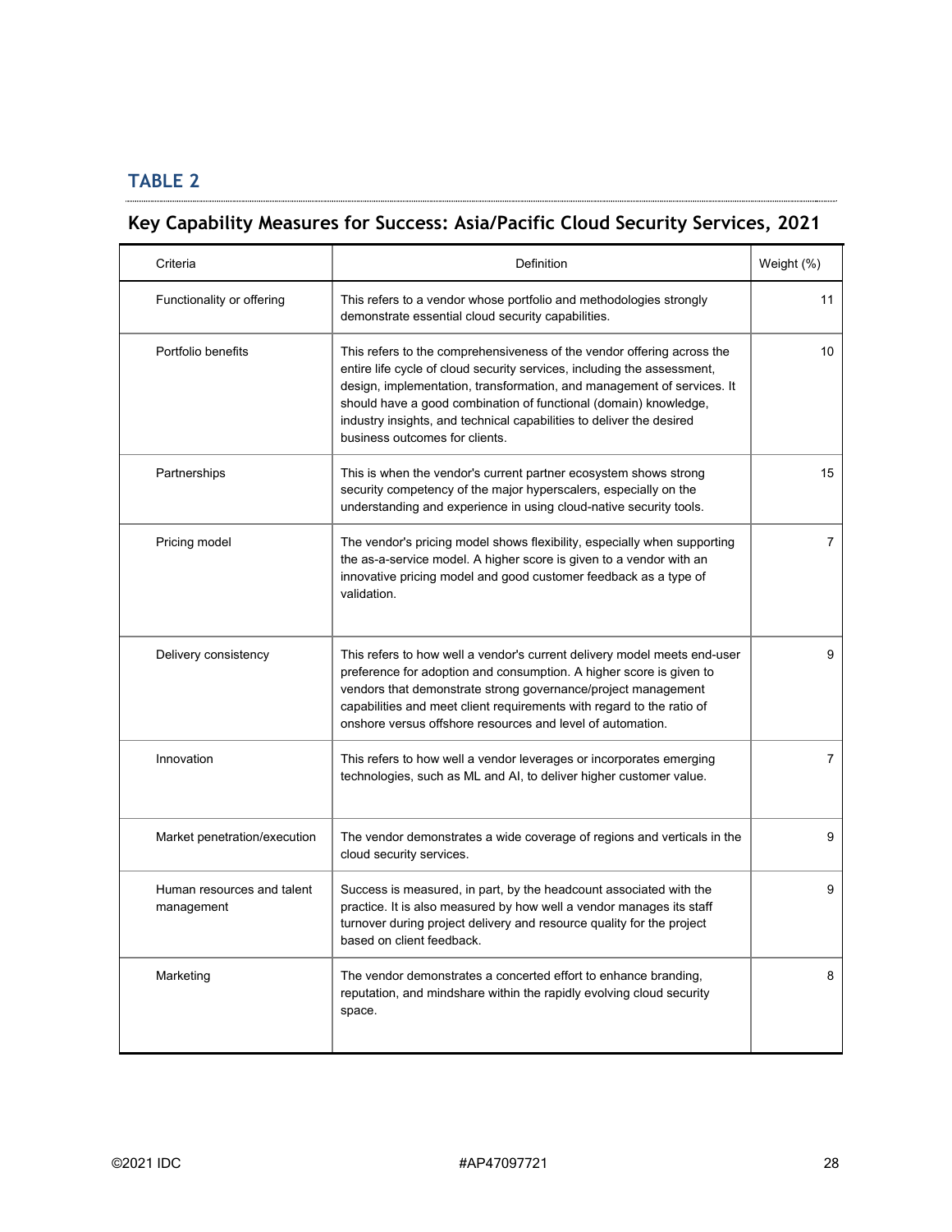## TABLE 2

## Key Capability Measures for Success: Asia/Pacific Cloud Security Services, 2021

| Criteria | Definition | Weight (%) |
|---|---|---|
| Functionality or offering | This refers to a vendor whose portfolio and methodologies strongly demonstrate essential cloud security capabilities. | 11 |
| Portfolio benefits | This refers to the comprehensiveness of the vendor offering across the entire life cycle of cloud security services, including the assessment, design, implementation, transformation, and management of services. It should have a good combination of functional (domain) knowledge, industry insights, and technical capabilities to deliver the desired business outcomes for clients. | 10 |
| Partnerships | This is when the vendor's current partner ecosystem shows strong security competency of the major hyperscalers, especially on the understanding and experience in using cloud-native security tools. | 15 |
| Pricing model | The vendor's pricing model shows flexibility, especially when supporting the as-a-service model. A higher score is given to a vendor with an innovative pricing model and good customer feedback as a type of validation. | 7 |
| Delivery consistency | This refers to how well a vendor's current delivery model meets end-user preference for adoption and consumption. A higher score is given to vendors that demonstrate strong governance/project management capabilities and meet client requirements with regard to the ratio of onshore versus offshore resources and level of automation. | 9 |
| Innovation | This refers to how well a vendor leverages or incorporates emerging technologies, such as ML and AI, to deliver higher customer value. | 7 |
| Market penetration/execution | The vendor demonstrates a wide coverage of regions and verticals in the cloud security services. | 9 |
| Human resources and talent management | Success is measured, in part, by the headcount associated with the practice. It is also measured by how well a vendor manages its staff turnover during project delivery and resource quality for the project based on client feedback. | 9 |
| Marketing | The vendor demonstrates a concerted effort to enhance branding, reputation, and mindshare within the rapidly evolving cloud security space. | 8 |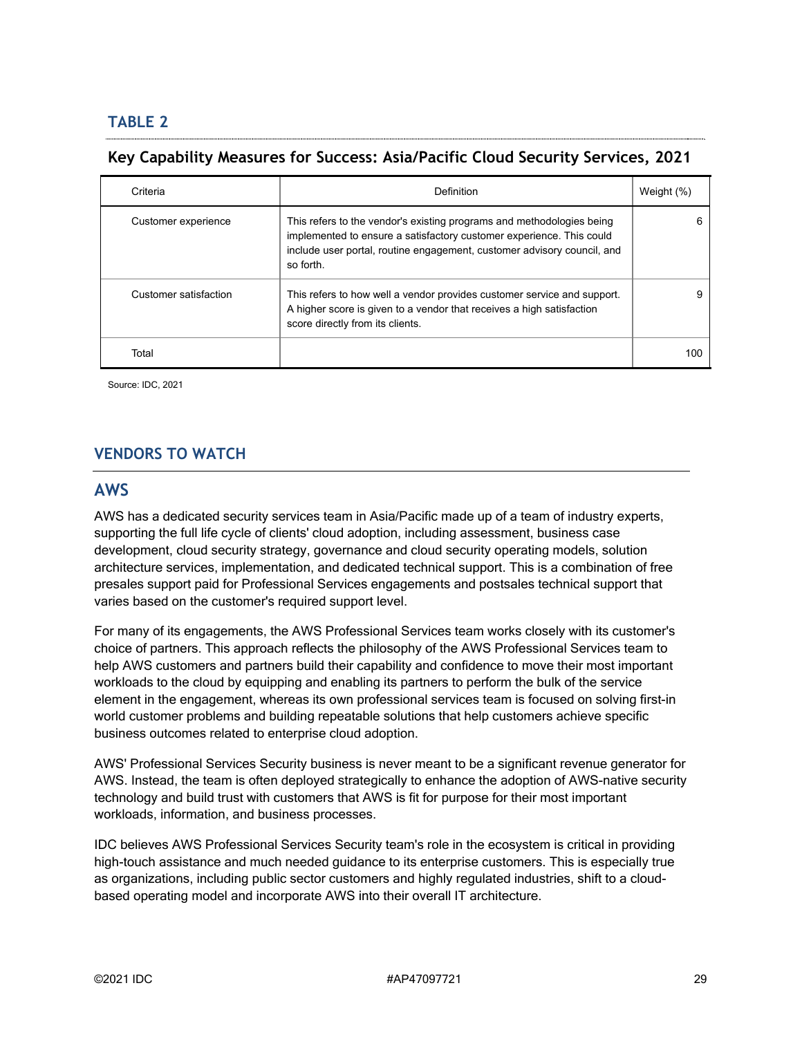## TABLE 2

### Key Capability Measures for Success: Asia/Pacific Cloud Security Services, 2021

| Criteria | Definition | Weight (%) |
|---|---|---|
| Customer experience | This refers to the vendor's existing programs and methodologies being implemented to ensure a satisfactory customer experience. This could include user portal, routine engagement, customer advisory council, and so forth. | 6 |
| Customer satisfaction | This refers to how well a vendor provides customer service and support. A higher score is given to a vendor that receives a high satisfaction score directly from its clients. | 9 |
| Total | | 100 |

Source: IDC, 2021

## VENDORS TO WATCH

### AWS

AWS has a dedicated security services team in Asia/Pacific made up of a team of industry experts, supporting the full life cycle of clients' cloud adoption, including assessment, business case development, cloud security strategy, governance and cloud security operating models, solution architecture services, implementation, and dedicated technical support. This is a combination of free presales support paid for Professional Services engagements and postsales technical support that varies based on the customer's required support level.

For many of its engagements, the AWS Professional Services team works closely with its customer's choice of partners. This approach reflects the philosophy of the AWS Professional Services team to help AWS customers and partners build their capability and confidence to move their most important workloads to the cloud by equipping and enabling its partners to perform the bulk of the service element in the engagement, whereas its own professional services team is focused on solving first-in world customer problems and building repeatable solutions that help customers achieve specific business outcomes related to enterprise cloud adoption.

AWS' Professional Services Security business is never meant to be a significant revenue generator for AWS. Instead, the team is often deployed strategically to enhance the adoption of AWS-native security technology and build trust with customers that AWS is fit for purpose for their most important workloads, information, and business processes.

IDC believes AWS Professional Services Security team's role in the ecosystem is critical in providing high-touch assistance and much needed guidance to its enterprise customers. This is especially true as organizations, including public sector customers and highly regulated industries, shift to a cloud-based operating model and incorporate AWS into their overall IT architecture.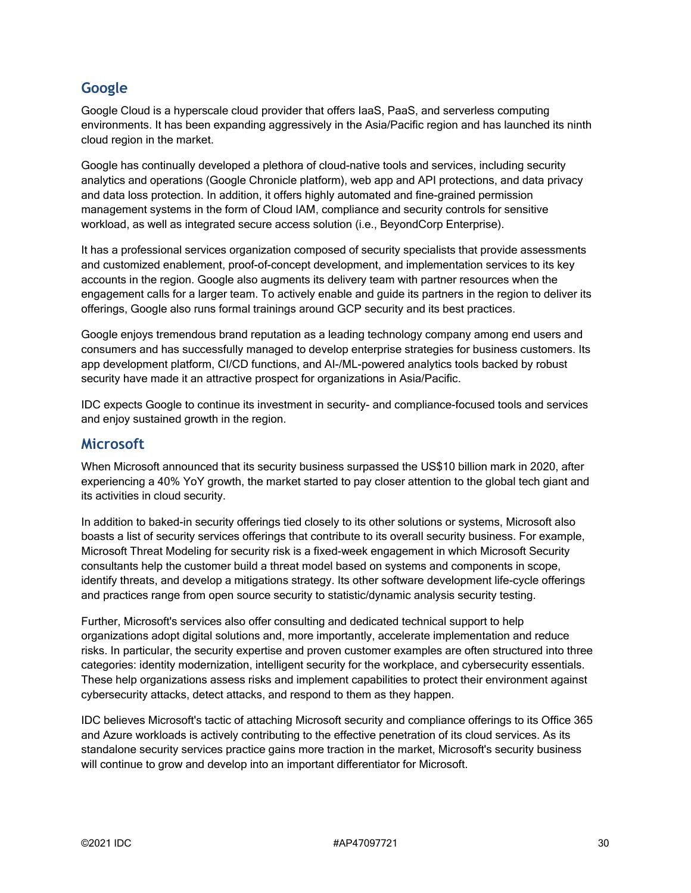## Google

Google Cloud is a hyperscale cloud provider that offers IaaS, PaaS, and serverless computing environments. It has been expanding aggressively in the Asia/Pacific region and has launched its ninth cloud region in the market.

Google has continually developed a plethora of cloud-native tools and services, including security analytics and operations (Google Chronicle platform), web app and API protections, and data privacy and data loss protection. In addition, it offers highly automated and fine-grained permission management systems in the form of Cloud IAM, compliance and security controls for sensitive workload, as well as integrated secure access solution (i.e., BeyondCorp Enterprise).

It has a professional services organization composed of security specialists that provide assessments and customized enablement, proof-of-concept development, and implementation services to its key accounts in the region. Google also augments its delivery team with partner resources when the engagement calls for a larger team. To actively enable and guide its partners in the region to deliver its offerings, Google also runs formal trainings around GCP security and its best practices.

Google enjoys tremendous brand reputation as a leading technology company among end users and consumers and has successfully managed to develop enterprise strategies for business customers. Its app development platform, CI/CD functions, and AI-/ML-powered analytics tools backed by robust security have made it an attractive prospect for organizations in Asia/Pacific.

IDC expects Google to continue its investment in security- and compliance-focused tools and services and enjoy sustained growth in the region.

## Microsoft

When Microsoft announced that its security business surpassed the US$10 billion mark in 2020, after experiencing a 40% YoY growth, the market started to pay closer attention to the global tech giant and its activities in cloud security.

In addition to baked-in security offerings tied closely to its other solutions or systems, Microsoft also boasts a list of security services offerings that contribute to its overall security business. For example, Microsoft Threat Modeling for security risk is a fixed-week engagement in which Microsoft Security consultants help the customer build a threat model based on systems and components in scope, identify threats, and develop a mitigations strategy. Its other software development life-cycle offerings and practices range from open source security to statistic/dynamic analysis security testing.

Further, Microsoft's services also offer consulting and dedicated technical support to help organizations adopt digital solutions and, more importantly, accelerate implementation and reduce risks. In particular, the security expertise and proven customer examples are often structured into three categories: identity modernization, intelligent security for the workplace, and cybersecurity essentials. These help organizations assess risks and implement capabilities to protect their environment against cybersecurity attacks, detect attacks, and respond to them as they happen.

IDC believes Microsoft's tactic of attaching Microsoft security and compliance offerings to its Office 365 and Azure workloads is actively contributing to the effective penetration of its cloud services. As its standalone security services practice gains more traction in the market, Microsoft's security business will continue to grow and develop into an important differentiator for Microsoft.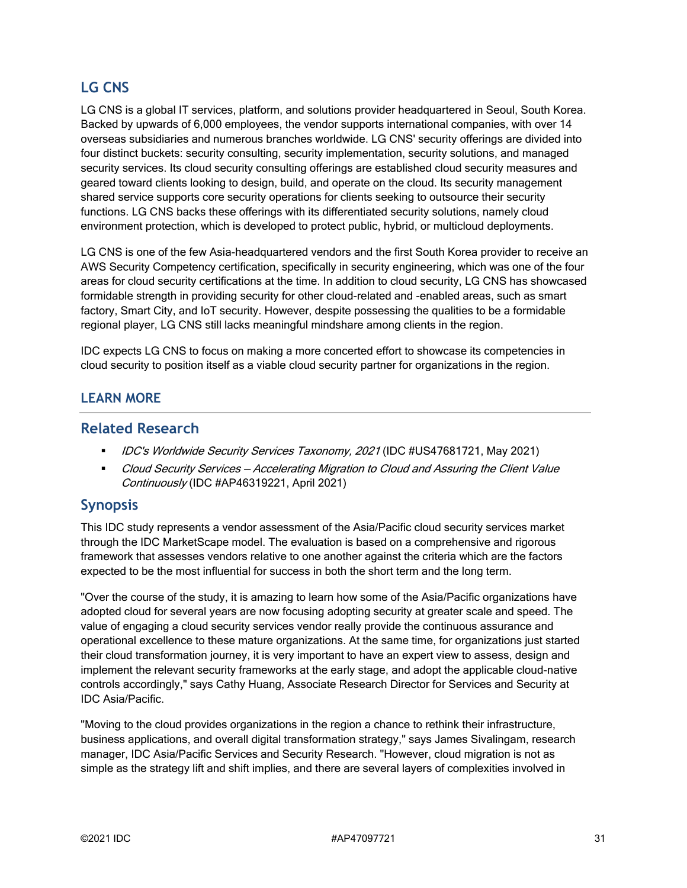## LG CNS

LG CNS is a global IT services, platform, and solutions provider headquartered in Seoul, South Korea. Backed by upwards of 6,000 employees, the vendor supports international companies, with over 14 overseas subsidiaries and numerous branches worldwide. LG CNS' security offerings are divided into four distinct buckets: security consulting, security implementation, security solutions, and managed security services. Its cloud security consulting offerings are established cloud security measures and geared toward clients looking to design, build, and operate on the cloud. Its security management shared service supports core security operations for clients seeking to outsource their security functions. LG CNS backs these offerings with its differentiated security solutions, namely cloud environment protection, which is developed to protect public, hybrid, or multicloud deployments.

LG CNS is one of the few Asia-headquartered vendors and the first South Korea provider to receive an AWS Security Competency certification, specifically in security engineering, which was one of the four areas for cloud security certifications at the time. In addition to cloud security, LG CNS has showcased formidable strength in providing security for other cloud-related and -enabled areas, such as smart factory, Smart City, and IoT security. However, despite possessing the qualities to be a formidable regional player, LG CNS still lacks meaningful mindshare among clients in the region.

IDC expects LG CNS to focus on making a more concerted effort to showcase its competencies in cloud security to position itself as a viable cloud security partner for organizations in the region.

## LEARN MORE

## Related Research

- *IDC's Worldwide Security Services Taxonomy, 2021* (IDC #US47681721, May 2021)
- *Cloud Security Services — Accelerating Migration to Cloud and Assuring the Client Value Continuously* (IDC #AP46319221, April 2021)

## Synopsis

This IDC study represents a vendor assessment of the Asia/Pacific cloud security services market through the IDC MarketScape model. The evaluation is based on a comprehensive and rigorous framework that assesses vendors relative to one another against the criteria which are the factors expected to be the most influential for success in both the short term and the long term.

"Over the course of the study, it is amazing to learn how some of the Asia/Pacific organizations have adopted cloud for several years are now focusing adopting security at greater scale and speed. The value of engaging a cloud security services vendor really provide the continuous assurance and operational excellence to these mature organizations. At the same time, for organizations just started their cloud transformation journey, it is very important to have an expert view to assess, design and implement the relevant security frameworks at the early stage, and adopt the applicable cloud-native controls accordingly," says Cathy Huang, Associate Research Director for Services and Security at IDC Asia/Pacific.

"Moving to the cloud provides organizations in the region a chance to rethink their infrastructure, business applications, and overall digital transformation strategy," says James Sivalingam, research manager, IDC Asia/Pacific Services and Security Research. "However, cloud migration is not as simple as the strategy lift and shift implies, and there are several layers of complexities involved in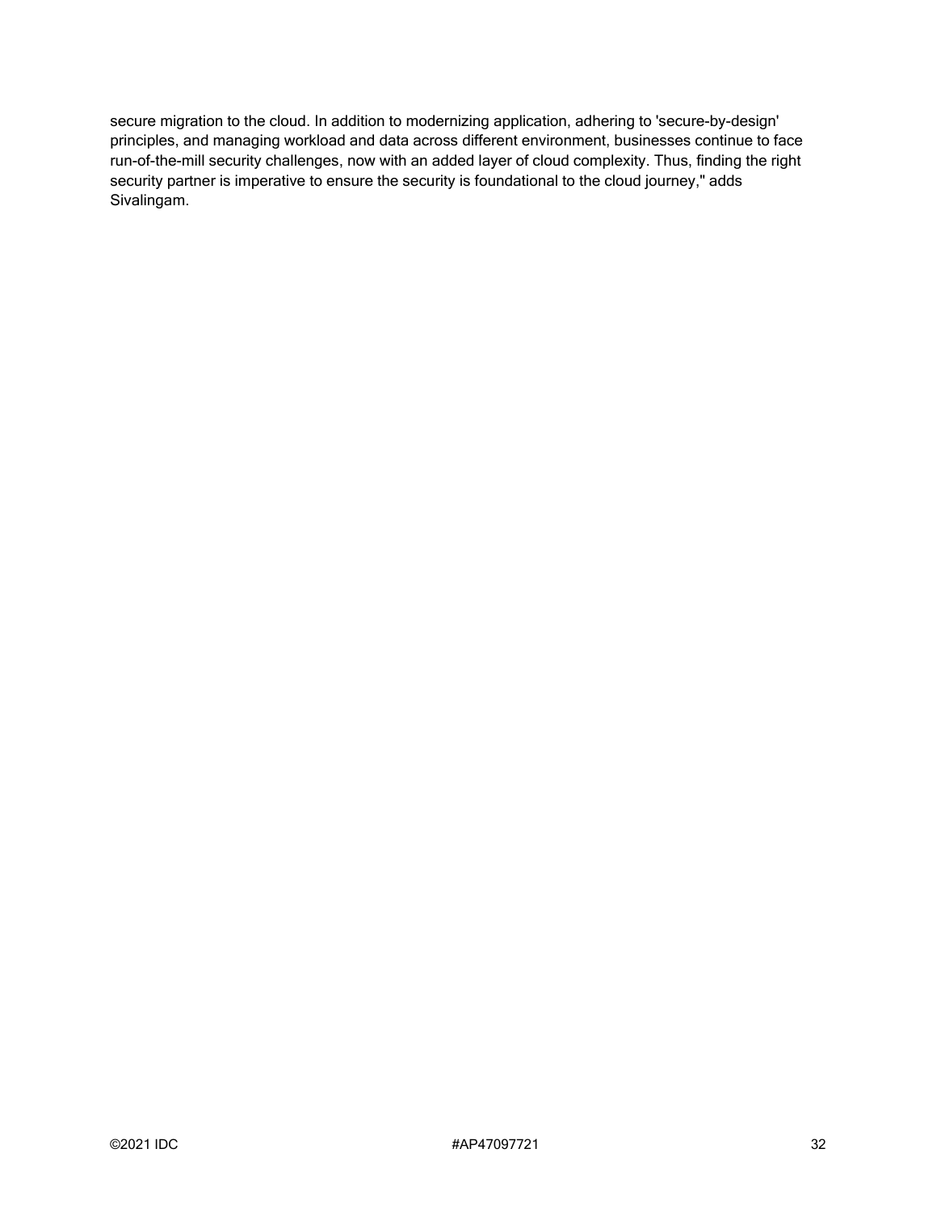secure migration to the cloud. In addition to modernizing application, adhering to 'secure-by-design' principles, and managing workload and data across different environment, businesses continue to face run-of-the-mill security challenges, now with an added layer of cloud complexity. Thus, finding the right security partner is imperative to ensure the security is foundational to the cloud journey," adds Sivalingam.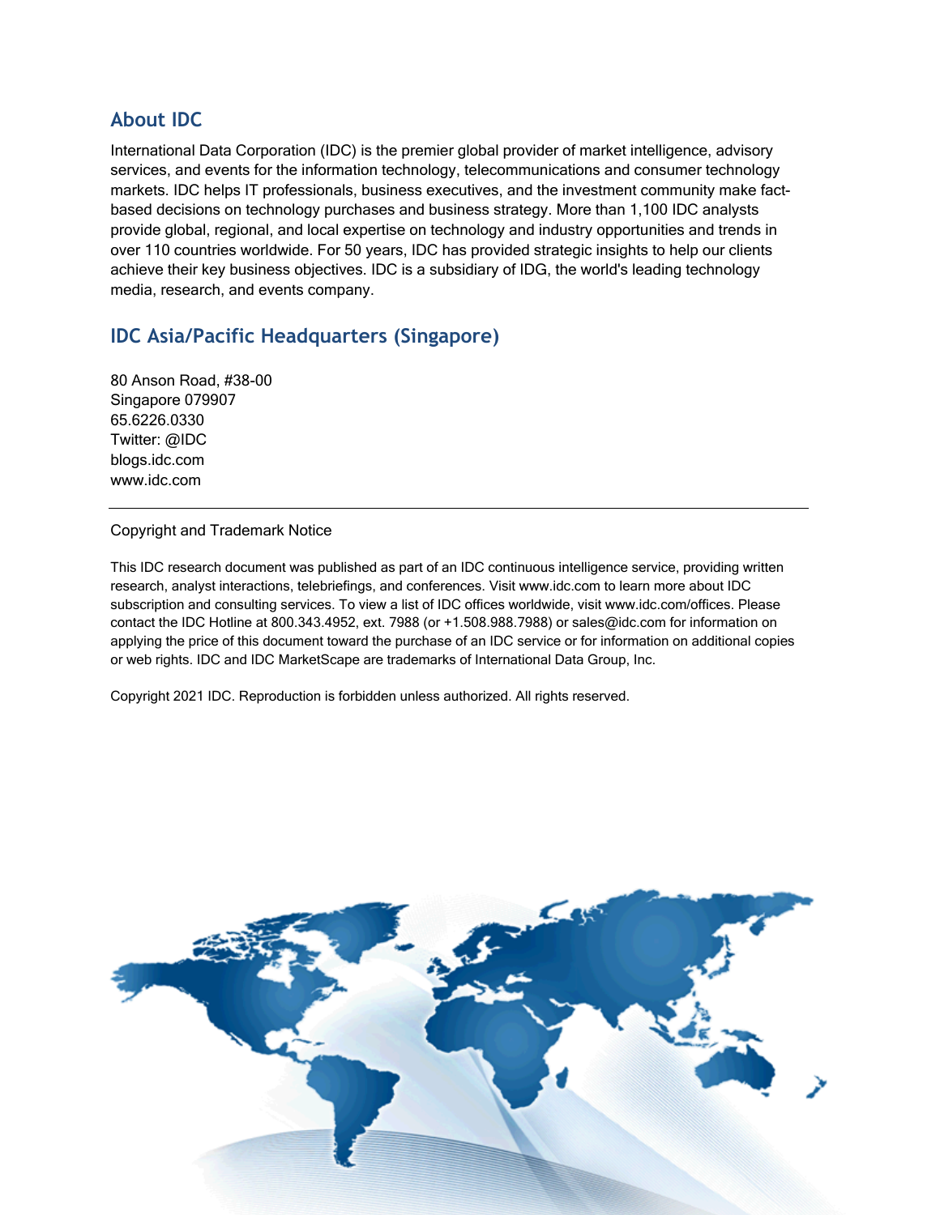## About IDC

International Data Corporation (IDC) is the premier global provider of market intelligence, advisory services, and events for the information technology, telecommunications and consumer technology markets. IDC helps IT professionals, business executives, and the investment community make fact-based decisions on technology purchases and business strategy. More than 1,100 IDC analysts provide global, regional, and local expertise on technology and industry opportunities and trends in over 110 countries worldwide. For 50 years, IDC has provided strategic insights to help our clients achieve their key business objectives. IDC is a subsidiary of IDG, the world's leading technology media, research, and events company.

## IDC Asia/Pacific Headquarters (Singapore)

80 Anson Road, #38-00
Singapore 079907
65.6226.0330
Twitter: @IDC
blogs.idc.com
www.idc.com

---

Copyright and Trademark Notice

This IDC research document was published as part of an IDC continuous intelligence service, providing written research, analyst interactions, telebriefings, and conferences. Visit www.idc.com to learn more about IDC subscription and consulting services. To view a list of IDC offices worldwide, visit www.idc.com/offices. Please contact the IDC Hotline at 800.343.4952, ext. 7988 (or +1.508.988.7988) or sales@idc.com for information on applying the price of this document toward the purchase of an IDC service or for information on additional copies or web rights. IDC and IDC MarketScape are trademarks of International Data Group, Inc.

Copyright 2021 IDC. Reproduction is forbidden unless authorized. All rights reserved.